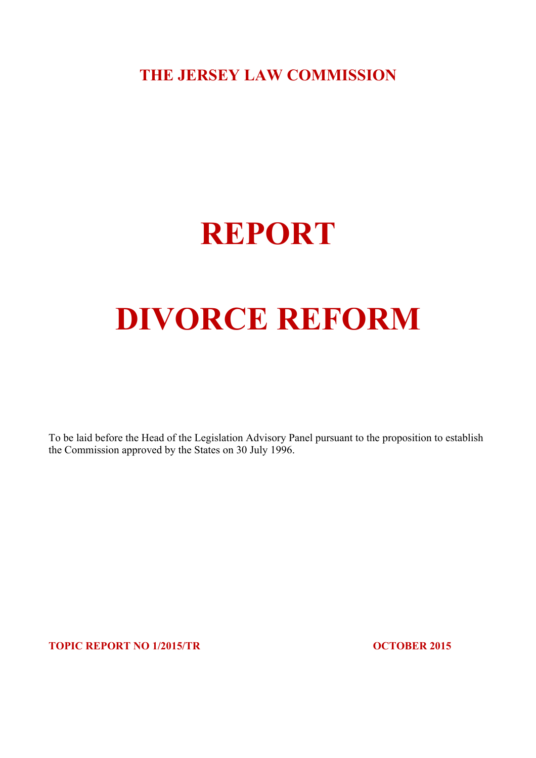**THE JERSEY LAW COMMISSION**

# REPORT

# DIVORCE REFORM

To be laid before the Head of the Legislation Advisory Panel pursuant to the proposition to establish the Commission approved by the States on 30 July 1996.

**TOPIC REPORT NO 1/2015/TR** **OCTOBER 2015**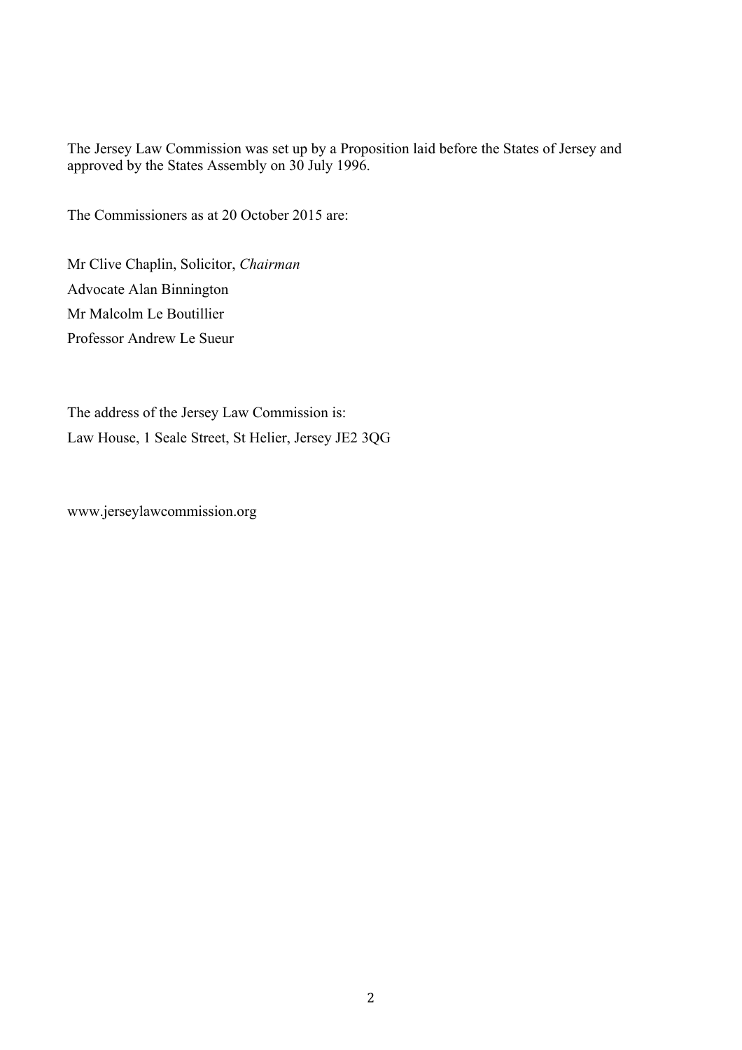The Jersey Law Commission was set up by a Proposition laid before the States of Jersey and approved by the States Assembly on 30 July 1996.

The Commissioners as at 20 October 2015 are:

Mr Clive Chaplin, Solicitor, *Chairman*

Advocate Alan Binnington

Mr Malcolm Le Boutillier

Professor Andrew Le Sueur

The address of the Jersey Law Commission is:

Law House, 1 Seale Street, St Helier, Jersey JE2 3QG

www.jerseylawcommission.org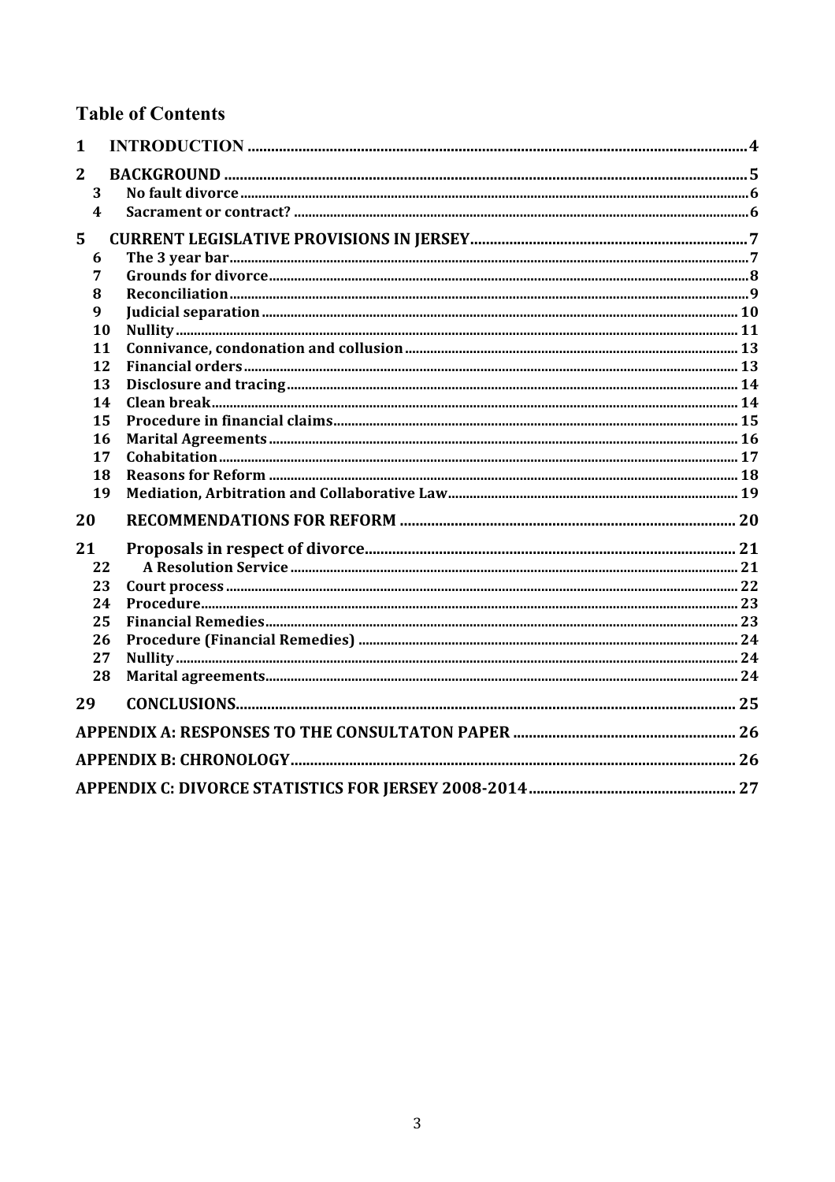# Table of Contents

1 INTRODUCTION .......... 4

2 BACKGROUND .......... 5

- 3 No fault divorce .......... 6
- 4 Sacrament or contract? .......... 6

5 CURRENT LEGISLATIVE PROVISIONS IN JERSEY .......... 7

- 6 The 3 year bar .......... 7
- 7 Grounds for divorce .......... 8
- 8 Reconciliation .......... 9
- 9 Judicial separation .......... 10
- 10 Nullity .......... 11
- 11 Connivance, condonation and collusion .......... 13
- 12 Financial orders .......... 13
- 13 Disclosure and tracing .......... 14
- 14 Clean break .......... 14
- 15 Procedure in financial claims .......... 15
- 16 Marital Agreements .......... 16
- 17 Cohabitation .......... 17
- 18 Reasons for Reform .......... 18
- 19 Mediation, Arbitration and Collaborative Law .......... 19

20 RECOMMENDATIONS FOR REFORM .......... 20

21 Proposals in respect of divorce .......... 21

- 22 A Resolution Service .......... 21
- 23 Court process .......... 22
- 24 Procedure .......... 23
- 25 Financial Remedies .......... 23
- 26 Procedure (Financial Remedies) .......... 24
- 27 Nullity .......... 24
- 28 Marital agreements .......... 24

29 CONCLUSIONS .......... 25

APPENDIX A: RESPONSES TO THE CONSULTATON PAPER .......... 26

APPENDIX B: CHRONOLOGY .......... 26

APPENDIX C: DIVORCE STATISTICS FOR JERSEY 2008-2014 .......... 27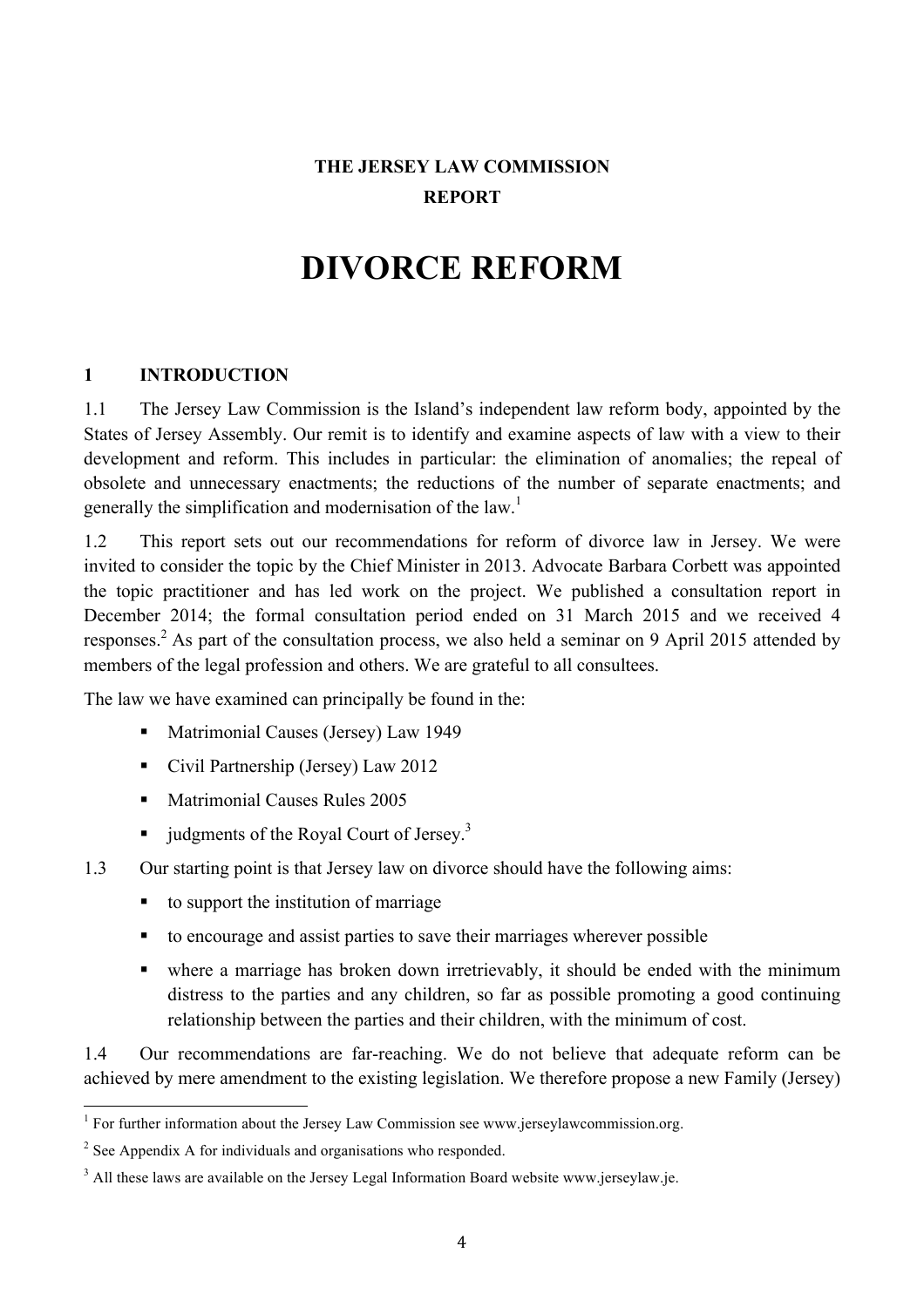**THE JERSEY LAW COMMISSION**

**REPORT**

# DIVORCE REFORM

## 1 INTRODUCTION

1.1 The Jersey Law Commission is the Island's independent law reform body, appointed by the States of Jersey Assembly. Our remit is to identify and examine aspects of law with a view to their development and reform. This includes in particular: the elimination of anomalies; the repeal of obsolete and unnecessary enactments; the reductions of the number of separate enactments; and generally the simplification and modernisation of the law.[1]

1.2 This report sets out our recommendations for reform of divorce law in Jersey. We were invited to consider the topic by the Chief Minister in 2013. Advocate Barbara Corbett was appointed the topic practitioner and has led work on the project. We published a consultation report in December 2014; the formal consultation period ended on 31 March 2015 and we received 4 responses.[2] As part of the consultation process, we also held a seminar on 9 April 2015 attended by members of the legal profession and others. We are grateful to all consultees.

The law we have examined can principally be found in the:

- Matrimonial Causes (Jersey) Law 1949
- Civil Partnership (Jersey) Law 2012
- Matrimonial Causes Rules 2005
- judgments of the Royal Court of Jersey.[3]

1.3 Our starting point is that Jersey law on divorce should have the following aims:

- to support the institution of marriage
- to encourage and assist parties to save their marriages wherever possible
- where a marriage has broken down irretrievably, it should be ended with the minimum distress to the parties and any children, so far as possible promoting a good continuing relationship between the parties and their children, with the minimum of cost.

1.4 Our recommendations are far-reaching. We do not believe that adequate reform can be achieved by mere amendment to the existing legislation. We therefore propose a new Family (Jersey)

---

[1] For further information about the Jersey Law Commission see www.jerseylawcommission.org.

[2] See Appendix A for individuals and organisations who responded.

[3] All these laws are available on the Jersey Legal Information Board website www.jerseylaw.je.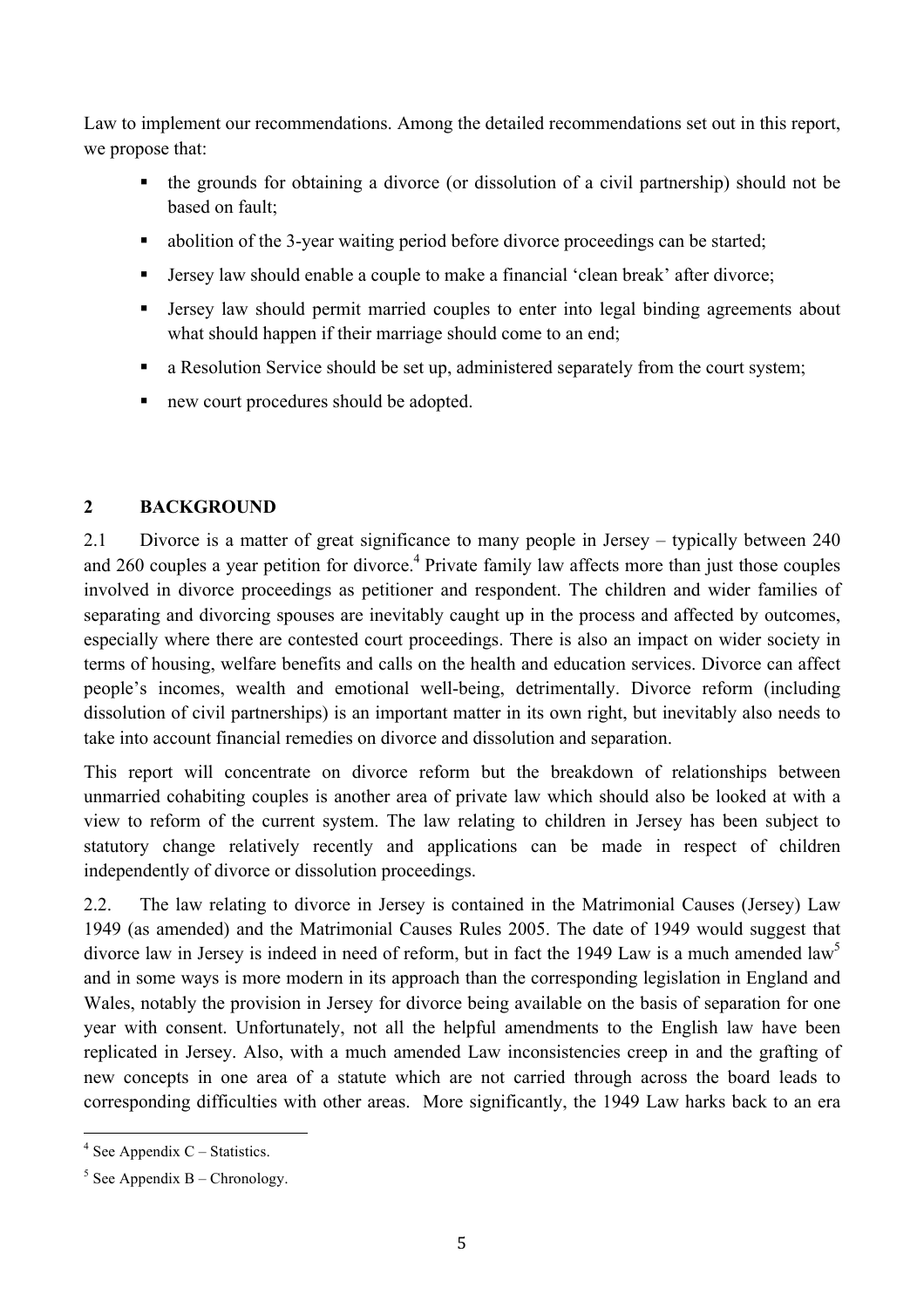Law to implement our recommendations. Among the detailed recommendations set out in this report, we propose that:

- the grounds for obtaining a divorce (or dissolution of a civil partnership) should not be based on fault;
- abolition of the 3-year waiting period before divorce proceedings can be started;
- Jersey law should enable a couple to make a financial 'clean break' after divorce;
- Jersey law should permit married couples to enter into legal binding agreements about what should happen if their marriage should come to an end;
- a Resolution Service should be set up, administered separately from the court system;
- new court procedures should be adopted.

## 2 BACKGROUND

2.1 Divorce is a matter of great significance to many people in Jersey – typically between 240 and 260 couples a year petition for divorce.[4] Private family law affects more than just those couples involved in divorce proceedings as petitioner and respondent. The children and wider families of separating and divorcing spouses are inevitably caught up in the process and affected by outcomes, especially where there are contested court proceedings. There is also an impact on wider society in terms of housing, welfare benefits and calls on the health and education services. Divorce can affect people's incomes, wealth and emotional well-being, detrimentally. Divorce reform (including dissolution of civil partnerships) is an important matter in its own right, but inevitably also needs to take into account financial remedies on divorce and dissolution and separation.

This report will concentrate on divorce reform but the breakdown of relationships between unmarried cohabiting couples is another area of private law which should also be looked at with a view to reform of the current system. The law relating to children in Jersey has been subject to statutory change relatively recently and applications can be made in respect of children independently of divorce or dissolution proceedings.

2.2. The law relating to divorce in Jersey is contained in the Matrimonial Causes (Jersey) Law 1949 (as amended) and the Matrimonial Causes Rules 2005. The date of 1949 would suggest that divorce law in Jersey is indeed in need of reform, but in fact the 1949 Law is a much amended law[5] and in some ways is more modern in its approach than the corresponding legislation in England and Wales, notably the provision in Jersey for divorce being available on the basis of separation for one year with consent. Unfortunately, not all the helpful amendments to the English law have been replicated in Jersey. Also, with a much amended Law inconsistencies creep in and the grafting of new concepts in one area of a statute which are not carried through across the board leads to corresponding difficulties with other areas. More significantly, the 1949 Law harks back to an era

[4] See Appendix C – Statistics.

[5] See Appendix B – Chronology.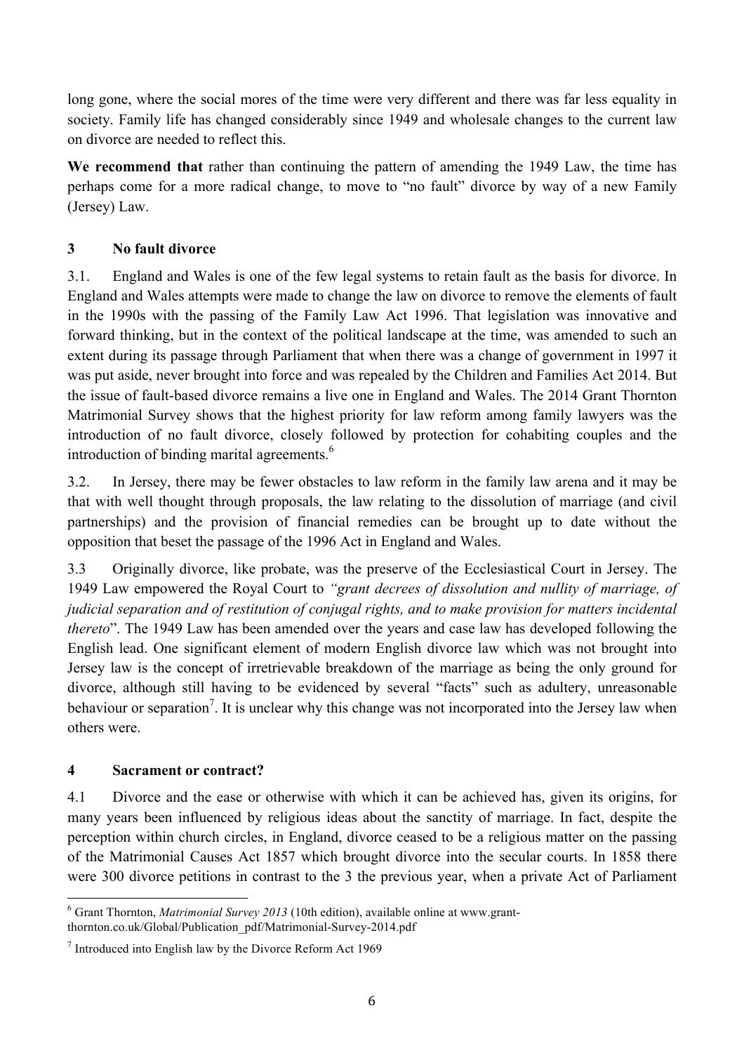long gone, where the social mores of the time were very different and there was far less equality in society. Family life has changed considerably since 1949 and wholesale changes to the current law on divorce are needed to reflect this.

**We recommend that** rather than continuing the pattern of amending the 1949 Law, the time has perhaps come for a more radical change, to move to "no fault" divorce by way of a new Family (Jersey) Law.

## 3 No fault divorce

3.1. England and Wales is one of the few legal systems to retain fault as the basis for divorce. In England and Wales attempts were made to change the law on divorce to remove the elements of fault in the 1990s with the passing of the Family Law Act 1996. That legislation was innovative and forward thinking, but in the context of the political landscape at the time, was amended to such an extent during its passage through Parliament that when there was a change of government in 1997 it was put aside, never brought into force and was repealed by the Children and Families Act 2014. But the issue of fault-based divorce remains a live one in England and Wales. The 2014 Grant Thornton Matrimonial Survey shows that the highest priority for law reform among family lawyers was the introduction of no fault divorce, closely followed by protection for cohabiting couples and the introduction of binding marital agreements.[6]

3.2. In Jersey, there may be fewer obstacles to law reform in the family law arena and it may be that with well thought through proposals, the law relating to the dissolution of marriage (and civil partnerships) and the provision of financial remedies can be brought up to date without the opposition that beset the passage of the 1996 Act in England and Wales.

3.3 Originally divorce, like probate, was the preserve of the Ecclesiastical Court in Jersey. The 1949 Law empowered the Royal Court to *"grant decrees of dissolution and nullity of marriage, of judicial separation and of restitution of conjugal rights, and to make provision for matters incidental thereto*". The 1949 Law has been amended over the years and case law has developed following the English lead. One significant element of modern English divorce law which was not brought into Jersey law is the concept of irretrievable breakdown of the marriage as being the only ground for divorce, although still having to be evidenced by several "facts" such as adultery, unreasonable behaviour or separation[7]. It is unclear why this change was not incorporated into the Jersey law when others were.

## 4 Sacrament or contract?

4.1 Divorce and the ease or otherwise with which it can be achieved has, given its origins, for many years been influenced by religious ideas about the sanctity of marriage. In fact, despite the perception within church circles, in England, divorce ceased to be a religious matter on the passing of the Matrimonial Causes Act 1857 which brought divorce into the secular courts. In 1858 there were 300 divorce petitions in contrast to the 3 the previous year, when a private Act of Parliament

---

[6] Grant Thornton, *Matrimonial Survey 2013* (10th edition), available online at www.grant-thornton.co.uk/Global/Publication_pdf/Matrimonial-Survey-2014.pdf

[7] Introduced into English law by the Divorce Reform Act 1969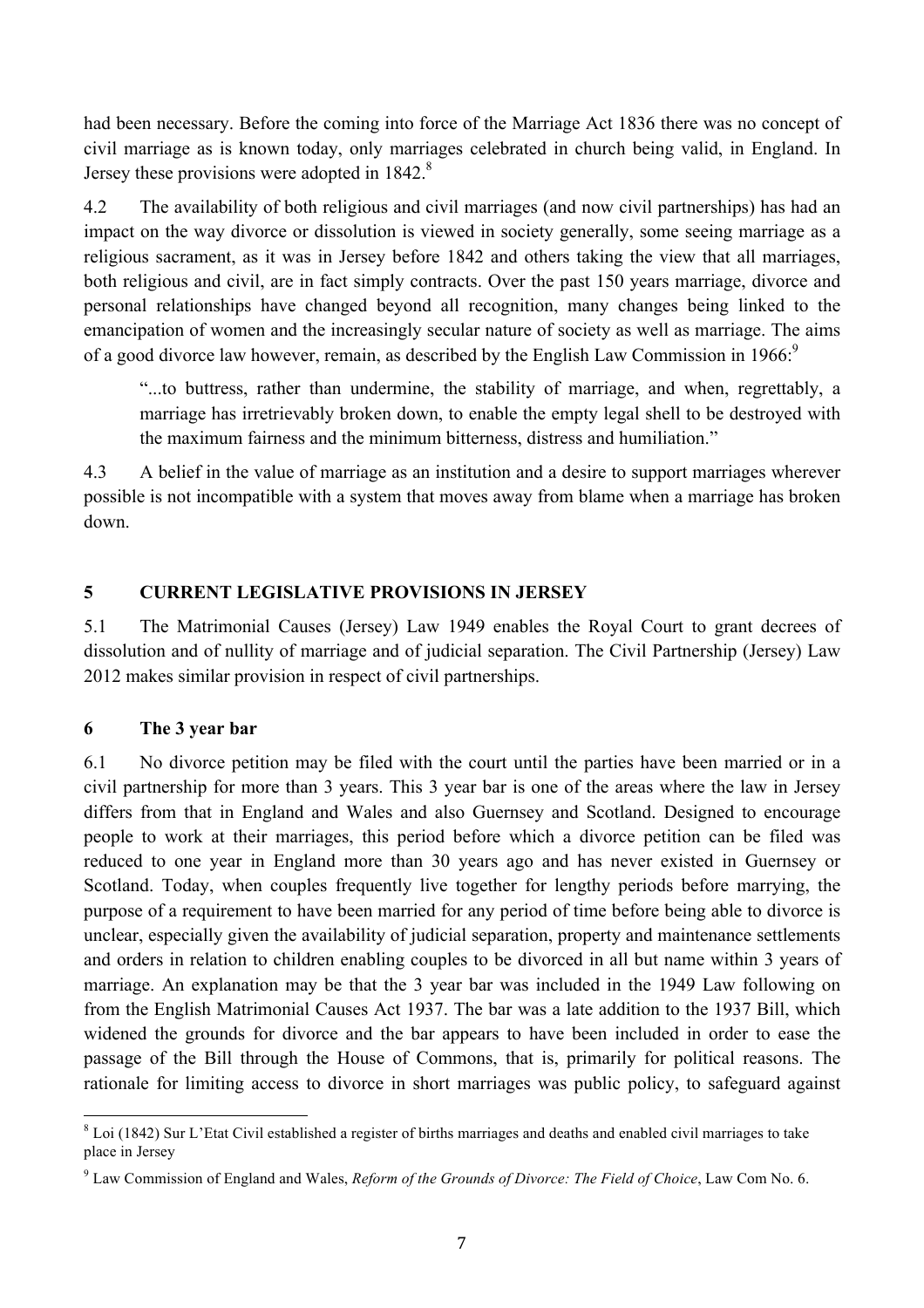had been necessary. Before the coming into force of the Marriage Act 1836 there was no concept of civil marriage as is known today, only marriages celebrated in church being valid, in England. In Jersey these provisions were adopted in 1842.[8]

4.2 The availability of both religious and civil marriages (and now civil partnerships) has had an impact on the way divorce or dissolution is viewed in society generally, some seeing marriage as a religious sacrament, as it was in Jersey before 1842 and others taking the view that all marriages, both religious and civil, are in fact simply contracts. Over the past 150 years marriage, divorce and personal relationships have changed beyond all recognition, many changes being linked to the emancipation of women and the increasingly secular nature of society as well as marriage. The aims of a good divorce law however, remain, as described by the English Law Commission in 1966:[9]

> "...to buttress, rather than undermine, the stability of marriage, and when, regrettably, a marriage has irretrievably broken down, to enable the empty legal shell to be destroyed with the maximum fairness and the minimum bitterness, distress and humiliation."

4.3 A belief in the value of marriage as an institution and a desire to support marriages wherever possible is not incompatible with a system that moves away from blame when a marriage has broken down.

## 5 CURRENT LEGISLATIVE PROVISIONS IN JERSEY

5.1 The Matrimonial Causes (Jersey) Law 1949 enables the Royal Court to grant decrees of dissolution and of nullity of marriage and of judicial separation. The Civil Partnership (Jersey) Law 2012 makes similar provision in respect of civil partnerships.

### 6 The 3 year bar

6.1 No divorce petition may be filed with the court until the parties have been married or in a civil partnership for more than 3 years. This 3 year bar is one of the areas where the law in Jersey differs from that in England and Wales and also Guernsey and Scotland. Designed to encourage people to work at their marriages, this period before which a divorce petition can be filed was reduced to one year in England more than 30 years ago and has never existed in Guernsey or Scotland. Today, when couples frequently live together for lengthy periods before marrying, the purpose of a requirement to have been married for any period of time before being able to divorce is unclear, especially given the availability of judicial separation, property and maintenance settlements and orders in relation to children enabling couples to be divorced in all but name within 3 years of marriage. An explanation may be that the 3 year bar was included in the 1949 Law following on from the English Matrimonial Causes Act 1937. The bar was a late addition to the 1937 Bill, which widened the grounds for divorce and the bar appears to have been included in order to ease the passage of the Bill through the House of Commons, that is, primarily for political reasons. The rationale for limiting access to divorce in short marriages was public policy, to safeguard against

---

[8] Loi (1842) Sur L'Etat Civil established a register of births marriages and deaths and enabled civil marriages to take place in Jersey

[9] Law Commission of England and Wales, *Reform of the Grounds of Divorce: The Field of Choice*, Law Com No. 6.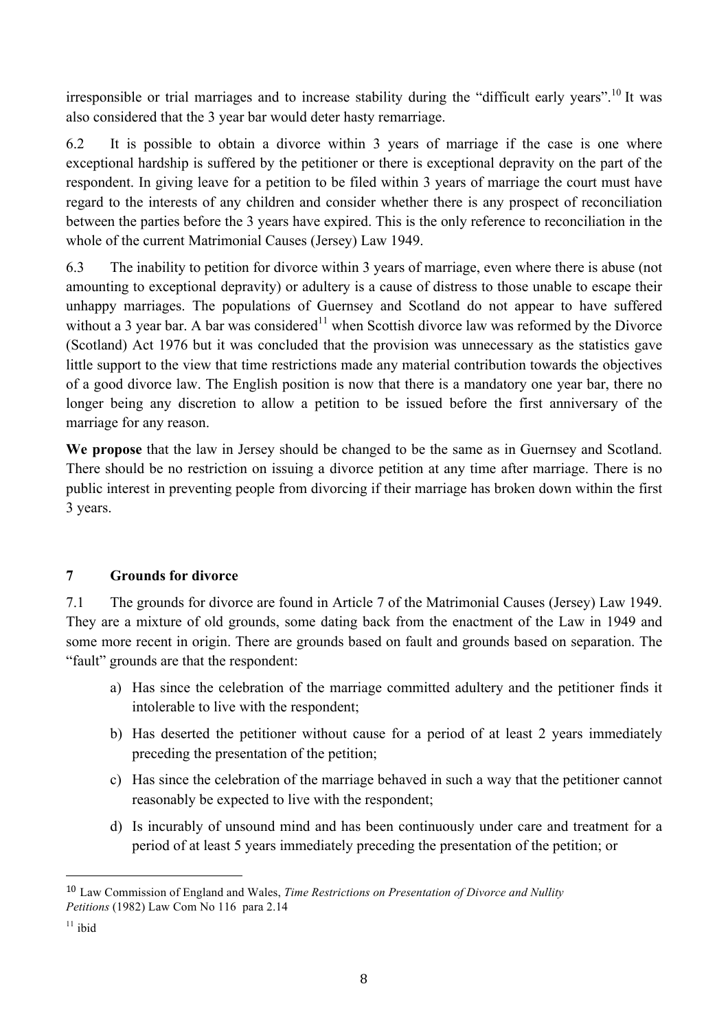irresponsible or trial marriages and to increase stability during the "difficult early years".[10] It was also considered that the 3 year bar would deter hasty remarriage.

6.2 It is possible to obtain a divorce within 3 years of marriage if the case is one where exceptional hardship is suffered by the petitioner or there is exceptional depravity on the part of the respondent. In giving leave for a petition to be filed within 3 years of marriage the court must have regard to the interests of any children and consider whether there is any prospect of reconciliation between the parties before the 3 years have expired. This is the only reference to reconciliation in the whole of the current Matrimonial Causes (Jersey) Law 1949.

6.3 The inability to petition for divorce within 3 years of marriage, even where there is abuse (not amounting to exceptional depravity) or adultery is a cause of distress to those unable to escape their unhappy marriages. The populations of Guernsey and Scotland do not appear to have suffered without a 3 year bar. A bar was considered[11] when Scottish divorce law was reformed by the Divorce (Scotland) Act 1976 but it was concluded that the provision was unnecessary as the statistics gave little support to the view that time restrictions made any material contribution towards the objectives of a good divorce law. The English position is now that there is a mandatory one year bar, there no longer being any discretion to allow a petition to be issued before the first anniversary of the marriage for any reason.

**We propose** that the law in Jersey should be changed to be the same as in Guernsey and Scotland. There should be no restriction on issuing a divorce petition at any time after marriage. There is no public interest in preventing people from divorcing if their marriage has broken down within the first 3 years.

## 7 Grounds for divorce

7.1 The grounds for divorce are found in Article 7 of the Matrimonial Causes (Jersey) Law 1949. They are a mixture of old grounds, some dating back from the enactment of the Law in 1949 and some more recent in origin. There are grounds based on fault and grounds based on separation. The "fault" grounds are that the respondent:

a) Has since the celebration of the marriage committed adultery and the petitioner finds it intolerable to live with the respondent;

b) Has deserted the petitioner without cause for a period of at least 2 years immediately preceding the presentation of the petition;

c) Has since the celebration of the marriage behaved in such a way that the petitioner cannot reasonably be expected to live with the respondent;

d) Is incurably of unsound mind and has been continuously under care and treatment for a period of at least 5 years immediately preceding the presentation of the petition; or

---

[10] Law Commission of England and Wales, *Time Restrictions on Presentation of Divorce and Nullity Petitions* (1982) Law Com No 116 para 2.14

[11] ibid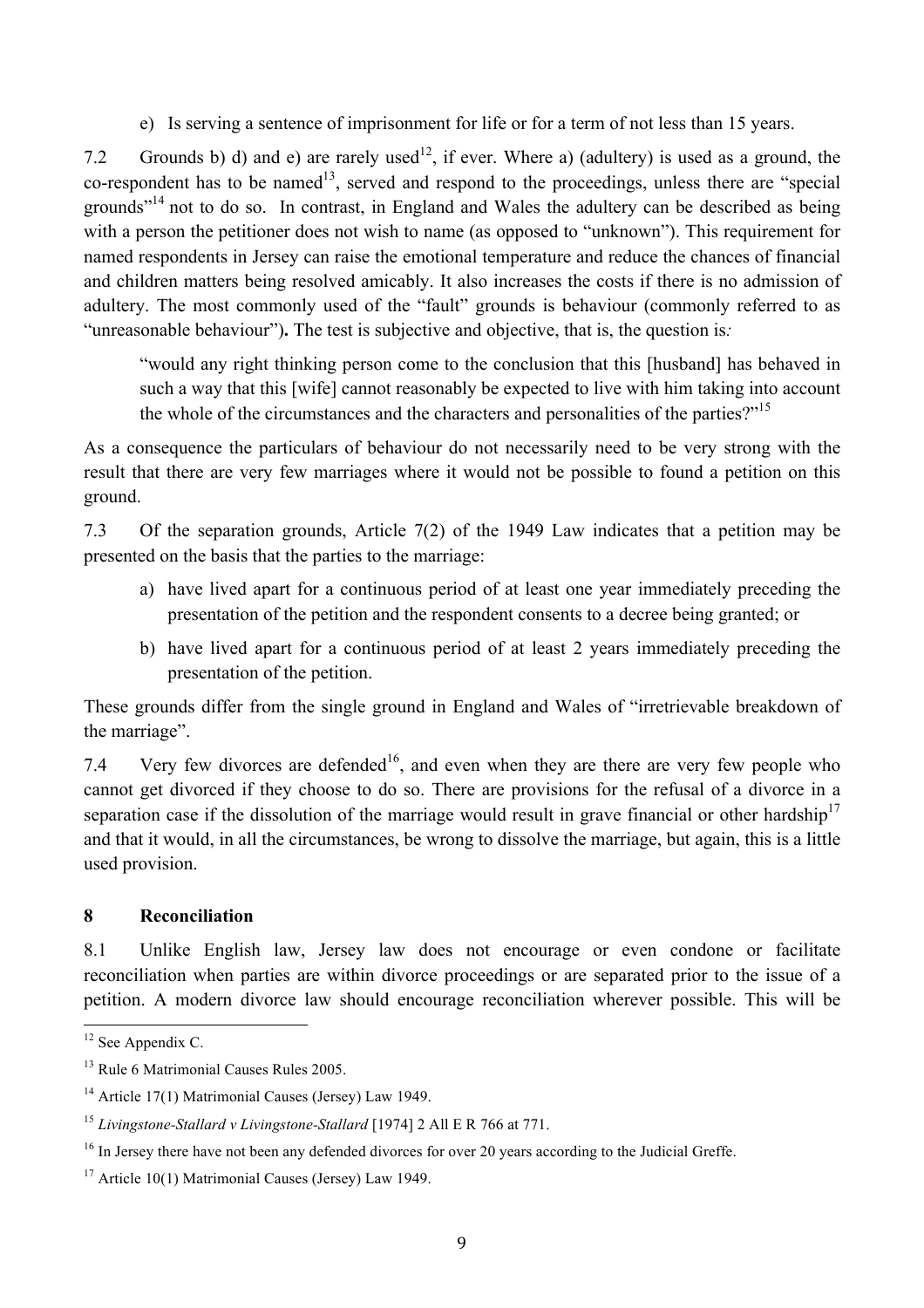e) Is serving a sentence of imprisonment for life or for a term of not less than 15 years.

7.2 Grounds b) d) and e) are rarely used[12], if ever. Where a) (adultery) is used as a ground, the co-respondent has to be named[13], served and respond to the proceedings, unless there are "special grounds"[14] not to do so. In contrast, in England and Wales the adultery can be described as being with a person the petitioner does not wish to name (as opposed to "unknown"). This requirement for named respondents in Jersey can raise the emotional temperature and reduce the chances of financial and children matters being resolved amicably. It also increases the costs if there is no admission of adultery. The most commonly used of the "fault" grounds is behaviour (commonly referred to as "unreasonable behaviour"). The test is subjective and objective, that is, the question is:

> "would any right thinking person come to the conclusion that this [husband] has behaved in such a way that this [wife] cannot reasonably be expected to live with him taking into account the whole of the circumstances and the characters and personalities of the parties?"[15]

As a consequence the particulars of behaviour do not necessarily need to be very strong with the result that there are very few marriages where it would not be possible to found a petition on this ground.

7.3 Of the separation grounds, Article 7(2) of the 1949 Law indicates that a petition may be presented on the basis that the parties to the marriage:

a) have lived apart for a continuous period of at least one year immediately preceding the presentation of the petition and the respondent consents to a decree being granted; or

b) have lived apart for a continuous period of at least 2 years immediately preceding the presentation of the petition.

These grounds differ from the single ground in England and Wales of "irretrievable breakdown of the marriage".

7.4 Very few divorces are defended[16], and even when they are there are very few people who cannot get divorced if they choose to do so. There are provisions for the refusal of a divorce in a separation case if the dissolution of the marriage would result in grave financial or other hardship[17] and that it would, in all the circumstances, be wrong to dissolve the marriage, but again, this is a little used provision.

## 8 Reconciliation

8.1 Unlike English law, Jersey law does not encourage or even condone or facilitate reconciliation when parties are within divorce proceedings or are separated prior to the issue of a petition. A modern divorce law should encourage reconciliation wherever possible. This will be

---

[12] See Appendix C.

[13] Rule 6 Matrimonial Causes Rules 2005.

[14] Article 17(1) Matrimonial Causes (Jersey) Law 1949.

[15] *Livingstone-Stallard v Livingstone-Stallard* [1974] 2 All E R 766 at 771.

[16] In Jersey there have not been any defended divorces for over 20 years according to the Judicial Greffe.

[17] Article 10(1) Matrimonial Causes (Jersey) Law 1949.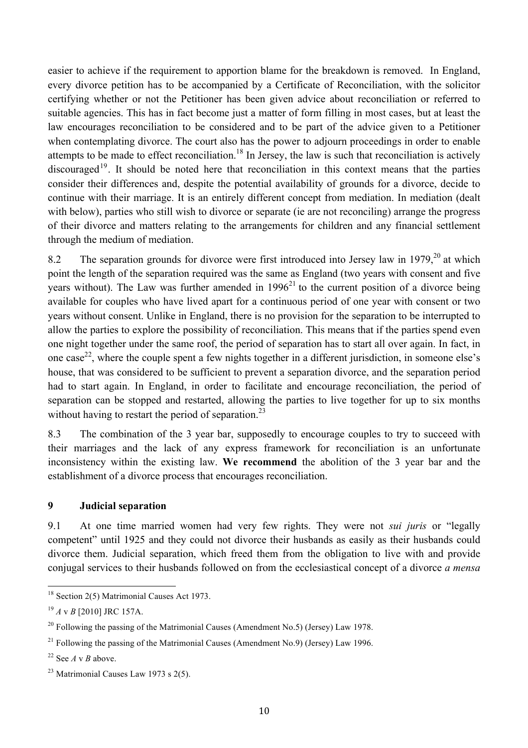easier to achieve if the requirement to apportion blame for the breakdown is removed. In England, every divorce petition has to be accompanied by a Certificate of Reconciliation, with the solicitor certifying whether or not the Petitioner has been given advice about reconciliation or referred to suitable agencies. This has in fact become just a matter of form filling in most cases, but at least the law encourages reconciliation to be considered and to be part of the advice given to a Petitioner when contemplating divorce. The court also has the power to adjourn proceedings in order to enable attempts to be made to effect reconciliation.[18] In Jersey, the law is such that reconciliation is actively discouraged[19]. It should be noted here that reconciliation in this context means that the parties consider their differences and, despite the potential availability of grounds for a divorce, decide to continue with their marriage. It is an entirely different concept from mediation. In mediation (dealt with below), parties who still wish to divorce or separate (ie are not reconciling) arrange the progress of their divorce and matters relating to the arrangements for children and any financial settlement through the medium of mediation.

8.2 The separation grounds for divorce were first introduced into Jersey law in 1979,[20] at which point the length of the separation required was the same as England (two years with consent and five years without). The Law was further amended in 1996[21] to the current position of a divorce being available for couples who have lived apart for a continuous period of one year with consent or two years without consent. Unlike in England, there is no provision for the separation to be interrupted to allow the parties to explore the possibility of reconciliation. This means that if the parties spend even one night together under the same roof, the period of separation has to start all over again. In fact, in one case[22], where the couple spent a few nights together in a different jurisdiction, in someone else's house, that was considered to be sufficient to prevent a separation divorce, and the separation period had to start again. In England, in order to facilitate and encourage reconciliation, the period of separation can be stopped and restarted, allowing the parties to live together for up to six months without having to restart the period of separation.[23]

8.3 The combination of the 3 year bar, supposedly to encourage couples to try to succeed with their marriages and the lack of any express framework for reconciliation is an unfortunate inconsistency within the existing law. **We recommend** the abolition of the 3 year bar and the establishment of a divorce process that encourages reconciliation.

## 9 Judicial separation

9.1 At one time married women had very few rights. They were not *sui juris* or "legally competent" until 1925 and they could not divorce their husbands as easily as their husbands could divorce them. Judicial separation, which freed them from the obligation to live with and provide conjugal services to their husbands followed on from the ecclesiastical concept of a divorce *a mensa*

---

[18] Section 2(5) Matrimonial Causes Act 1973.

[19] *A* v *B* [2010] JRC 157A.

[20] Following the passing of the Matrimonial Causes (Amendment No.5) (Jersey) Law 1978.

[21] Following the passing of the Matrimonial Causes (Amendment No.9) (Jersey) Law 1996.

[22] See *A* v *B* above.

[23] Matrimonial Causes Law 1973 s 2(5).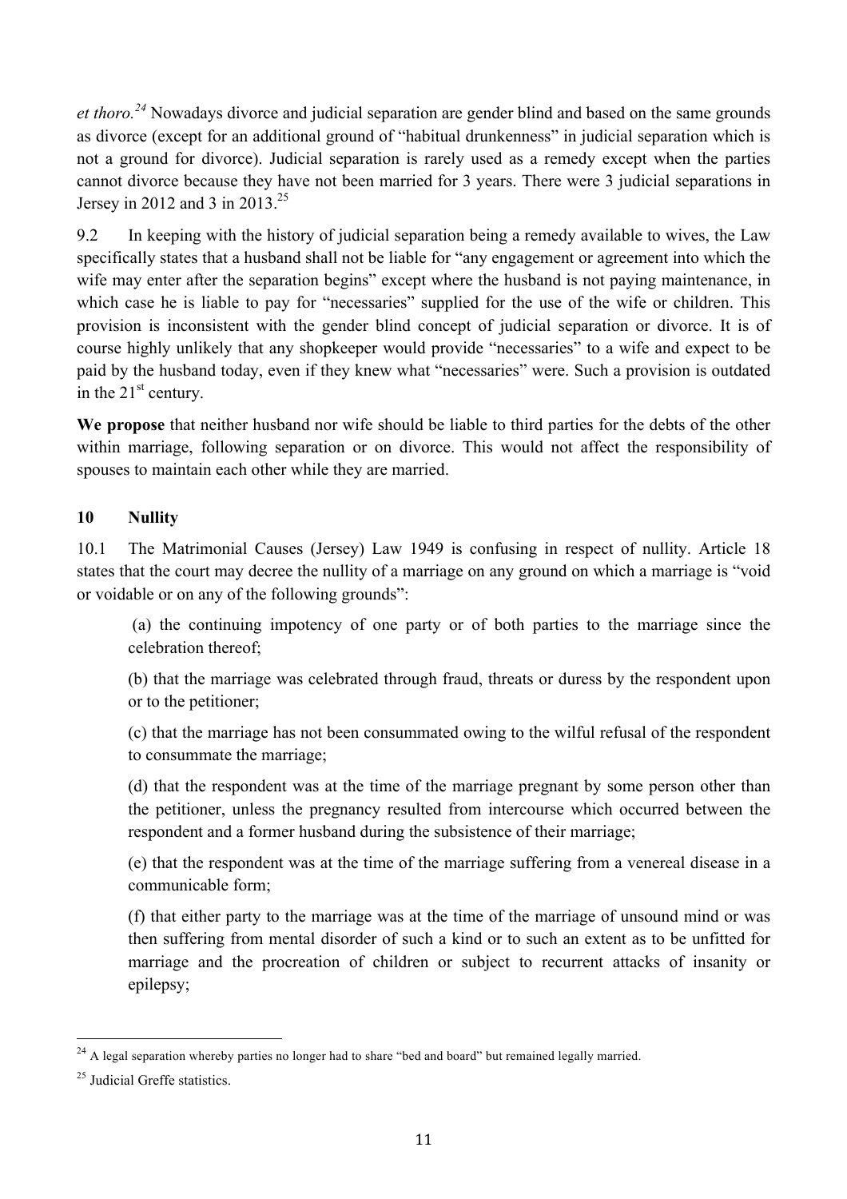*et thoro.*[24] Nowadays divorce and judicial separation are gender blind and based on the same grounds as divorce (except for an additional ground of "habitual drunkenness" in judicial separation which is not a ground for divorce). Judicial separation is rarely used as a remedy except when the parties cannot divorce because they have not been married for 3 years. There were 3 judicial separations in Jersey in 2012 and 3 in 2013.[25]

9.2 In keeping with the history of judicial separation being a remedy available to wives, the Law specifically states that a husband shall not be liable for "any engagement or agreement into which the wife may enter after the separation begins" except where the husband is not paying maintenance, in which case he is liable to pay for "necessaries" supplied for the use of the wife or children. This provision is inconsistent with the gender blind concept of judicial separation or divorce. It is of course highly unlikely that any shopkeeper would provide "necessaries" to a wife and expect to be paid by the husband today, even if they knew what "necessaries" were. Such a provision is outdated in the 21st century.

**We propose** that neither husband nor wife should be liable to third parties for the debts of the other within marriage, following separation or on divorce. This would not affect the responsibility of spouses to maintain each other while they are married.

## 10 Nullity

10.1 The Matrimonial Causes (Jersey) Law 1949 is confusing in respect of nullity. Article 18 states that the court may decree the nullity of a marriage on any ground on which a marriage is "void or voidable or on any of the following grounds":

> (a) the continuing impotency of one party or of both parties to the marriage since the celebration thereof;
>
> (b) that the marriage was celebrated through fraud, threats or duress by the respondent upon or to the petitioner;
>
> (c) that the marriage has not been consummated owing to the wilful refusal of the respondent to consummate the marriage;
>
> (d) that the respondent was at the time of the marriage pregnant by some person other than the petitioner, unless the pregnancy resulted from intercourse which occurred between the respondent and a former husband during the subsistence of their marriage;
>
> (e) that the respondent was at the time of the marriage suffering from a venereal disease in a communicable form;
>
> (f) that either party to the marriage was at the time of the marriage of unsound mind or was then suffering from mental disorder of such a kind or to such an extent as to be unfitted for marriage and the procreation of children or subject to recurrent attacks of insanity or epilepsy;

---

[24] A legal separation whereby parties no longer had to share "bed and board" but remained legally married.

[25] Judicial Greffe statistics.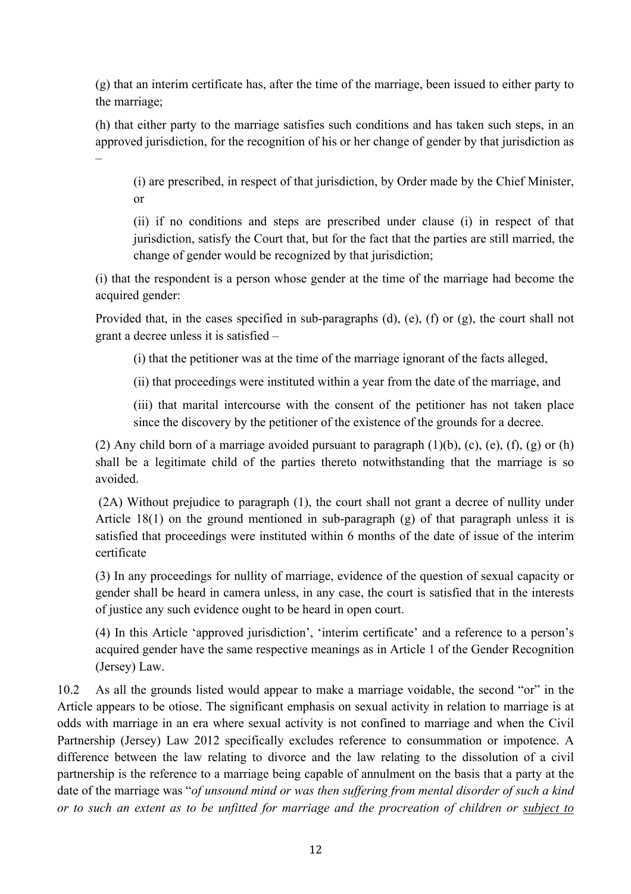(g) that an interim certificate has, after the time of the marriage, been issued to either party to the marriage;

(h) that either party to the marriage satisfies such conditions and has taken such steps, in an approved jurisdiction, for the recognition of his or her change of gender by that jurisdiction as –

> (i) are prescribed, in respect of that jurisdiction, by Order made by the Chief Minister, or
>
> (ii) if no conditions and steps are prescribed under clause (i) in respect of that jurisdiction, satisfy the Court that, but for the fact that the parties are still married, the change of gender would be recognized by that jurisdiction;

(i) that the respondent is a person whose gender at the time of the marriage had become the acquired gender:

Provided that, in the cases specified in sub-paragraphs (d), (e), (f) or (g), the court shall not grant a decree unless it is satisfied –

> (i) that the petitioner was at the time of the marriage ignorant of the facts alleged,
>
> (ii) that proceedings were instituted within a year from the date of the marriage, and
>
> (iii) that marital intercourse with the consent of the petitioner has not taken place since the discovery by the petitioner of the existence of the grounds for a decree.

(2) Any child born of a marriage avoided pursuant to paragraph (1)(b), (c), (e), (f), (g) or (h) shall be a legitimate child of the parties thereto notwithstanding that the marriage is so avoided.

(2A) Without prejudice to paragraph (1), the court shall not grant a decree of nullity under Article 18(1) on the ground mentioned in sub-paragraph (g) of that paragraph unless it is satisfied that proceedings were instituted within 6 months of the date of issue of the interim certificate

(3) In any proceedings for nullity of marriage, evidence of the question of sexual capacity or gender shall be heard in camera unless, in any case, the court is satisfied that in the interests of justice any such evidence ought to be heard in open court.

(4) In this Article 'approved jurisdiction', 'interim certificate' and a reference to a person's acquired gender have the same respective meanings as in Article 1 of the Gender Recognition (Jersey) Law.

10.2 As all the grounds listed would appear to make a marriage voidable, the second "or" in the Article appears to be otiose. The significant emphasis on sexual activity in relation to marriage is at odds with marriage in an era where sexual activity is not confined to marriage and when the Civil Partnership (Jersey) Law 2012 specifically excludes reference to consummation or impotence. A difference between the law relating to divorce and the law relating to the dissolution of a civil partnership is the reference to a marriage being capable of annulment on the basis that a party at the date of the marriage was "*of unsound mind or was then suffering from mental disorder of such a kind or to such an extent as to be unfitted for marriage and the procreation of children or <u>subject to</u>*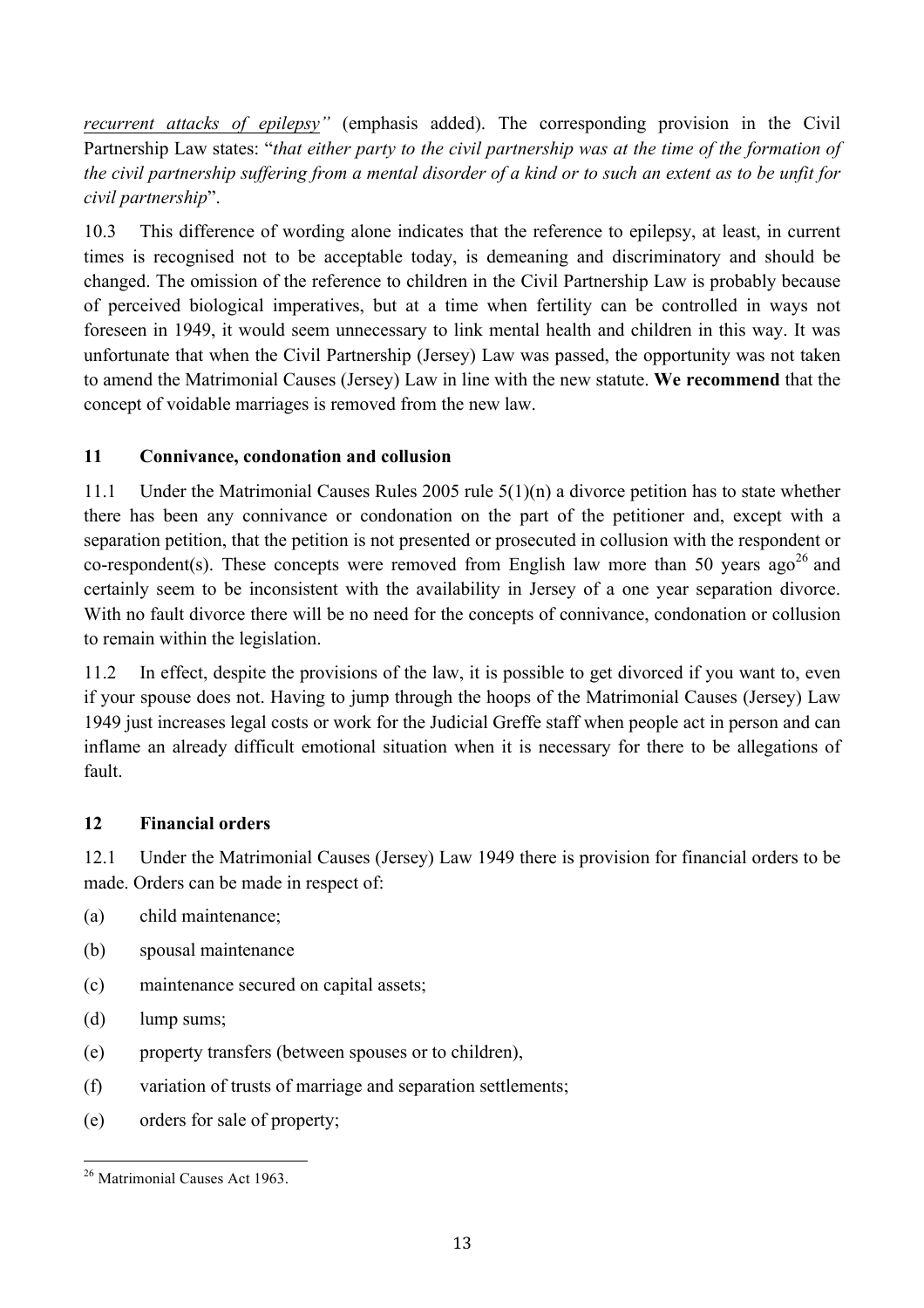*recurrent attacks of epilepsy"* (emphasis added). The corresponding provision in the Civil Partnership Law states: "*that either party to the civil partnership was at the time of the formation of the civil partnership suffering from a mental disorder of a kind or to such an extent as to be unfit for civil partnership*".

10.3 This difference of wording alone indicates that the reference to epilepsy, at least, in current times is recognised not to be acceptable today, is demeaning and discriminatory and should be changed. The omission of the reference to children in the Civil Partnership Law is probably because of perceived biological imperatives, but at a time when fertility can be controlled in ways not foreseen in 1949, it would seem unnecessary to link mental health and children in this way. It was unfortunate that when the Civil Partnership (Jersey) Law was passed, the opportunity was not taken to amend the Matrimonial Causes (Jersey) Law in line with the new statute. **We recommend** that the concept of voidable marriages is removed from the new law.

## 11 Connivance, condonation and collusion

11.1 Under the Matrimonial Causes Rules 2005 rule 5(1)(n) a divorce petition has to state whether there has been any connivance or condonation on the part of the petitioner and, except with a separation petition, that the petition is not presented or prosecuted in collusion with the respondent or co-respondent(s). These concepts were removed from English law more than 50 years ago[26] and certainly seem to be inconsistent with the availability in Jersey of a one year separation divorce. With no fault divorce there will be no need for the concepts of connivance, condonation or collusion to remain within the legislation.

11.2 In effect, despite the provisions of the law, it is possible to get divorced if you want to, even if your spouse does not. Having to jump through the hoops of the Matrimonial Causes (Jersey) Law 1949 just increases legal costs or work for the Judicial Greffe staff when people act in person and can inflame an already difficult emotional situation when it is necessary for there to be allegations of fault.

## 12 Financial orders

12.1 Under the Matrimonial Causes (Jersey) Law 1949 there is provision for financial orders to be made. Orders can be made in respect of:

(a) child maintenance;

(b) spousal maintenance

(c) maintenance secured on capital assets;

(d) lump sums;

(e) property transfers (between spouses or to children),

(f) variation of trusts of marriage and separation settlements;

(e) orders for sale of property;

---

[26] Matrimonial Causes Act 1963.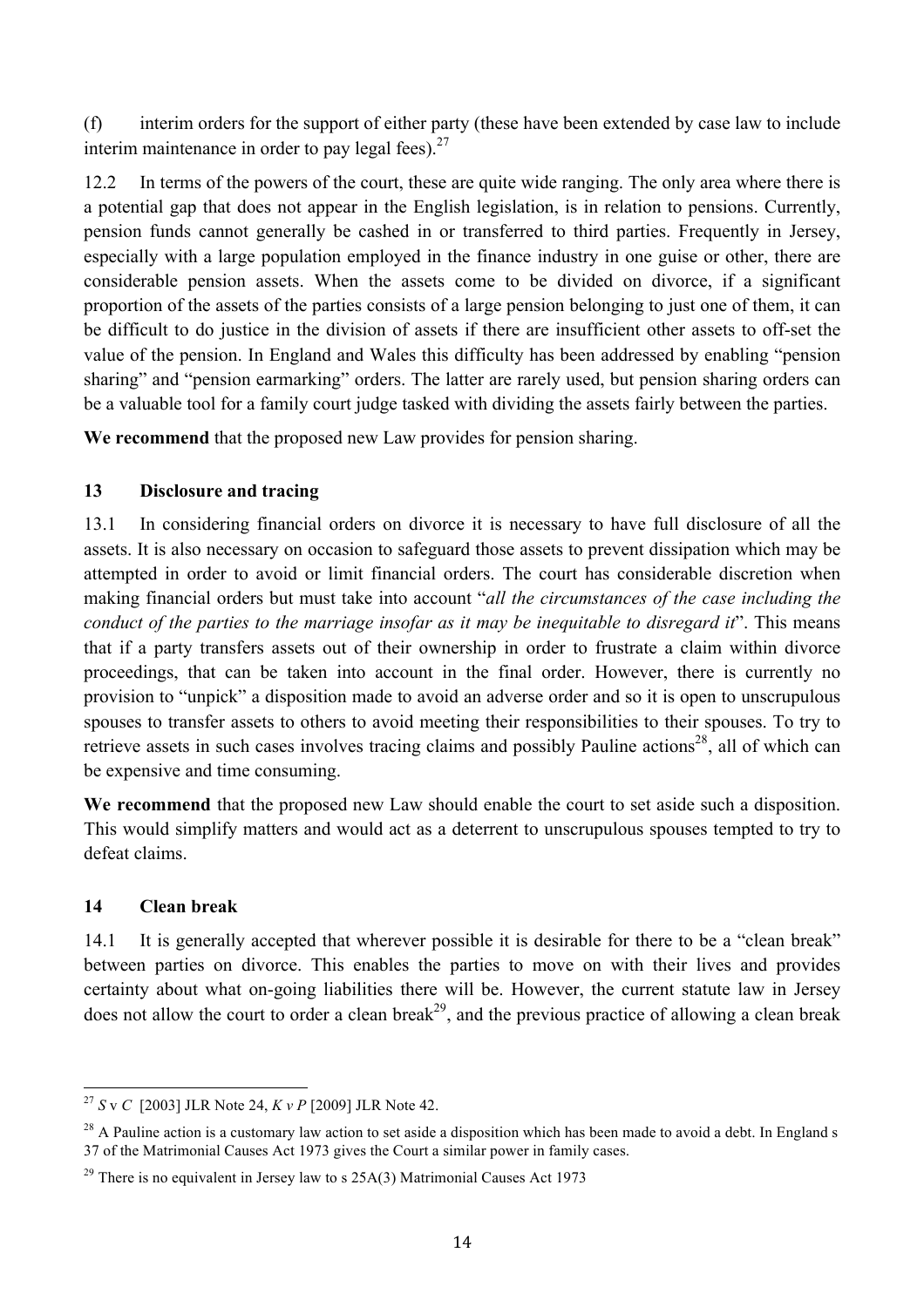(f) interim orders for the support of either party (these have been extended by case law to include interim maintenance in order to pay legal fees).[27]

12.2 In terms of the powers of the court, these are quite wide ranging. The only area where there is a potential gap that does not appear in the English legislation, is in relation to pensions. Currently, pension funds cannot generally be cashed in or transferred to third parties. Frequently in Jersey, especially with a large population employed in the finance industry in one guise or other, there are considerable pension assets. When the assets come to be divided on divorce, if a significant proportion of the assets of the parties consists of a large pension belonging to just one of them, it can be difficult to do justice in the division of assets if there are insufficient other assets to off-set the value of the pension. In England and Wales this difficulty has been addressed by enabling "pension sharing" and "pension earmarking" orders. The latter are rarely used, but pension sharing orders can be a valuable tool for a family court judge tasked with dividing the assets fairly between the parties.

**We recommend** that the proposed new Law provides for pension sharing.

## 13 Disclosure and tracing

13.1 In considering financial orders on divorce it is necessary to have full disclosure of all the assets. It is also necessary on occasion to safeguard those assets to prevent dissipation which may be attempted in order to avoid or limit financial orders. The court has considerable discretion when making financial orders but must take into account "*all the circumstances of the case including the conduct of the parties to the marriage insofar as it may be inequitable to disregard it*". This means that if a party transfers assets out of their ownership in order to frustrate a claim within divorce proceedings, that can be taken into account in the final order. However, there is currently no provision to "unpick" a disposition made to avoid an adverse order and so it is open to unscrupulous spouses to transfer assets to others to avoid meeting their responsibilities to their spouses. To try to retrieve assets in such cases involves tracing claims and possibly Pauline actions[28], all of which can be expensive and time consuming.

**We recommend** that the proposed new Law should enable the court to set aside such a disposition. This would simplify matters and would act as a deterrent to unscrupulous spouses tempted to try to defeat claims.

## 14 Clean break

14.1 It is generally accepted that wherever possible it is desirable for there to be a "clean break" between parties on divorce. This enables the parties to move on with their lives and provides certainty about what on-going liabilities there will be. However, the current statute law in Jersey does not allow the court to order a clean break[29], and the previous practice of allowing a clean break

---

[27] *S* v *C* [2003] JLR Note 24, *K v P* [2009] JLR Note 42.

[28] A Pauline action is a customary law action to set aside a disposition which has been made to avoid a debt. In England s 37 of the Matrimonial Causes Act 1973 gives the Court a similar power in family cases.

[29] There is no equivalent in Jersey law to s 25A(3) Matrimonial Causes Act 1973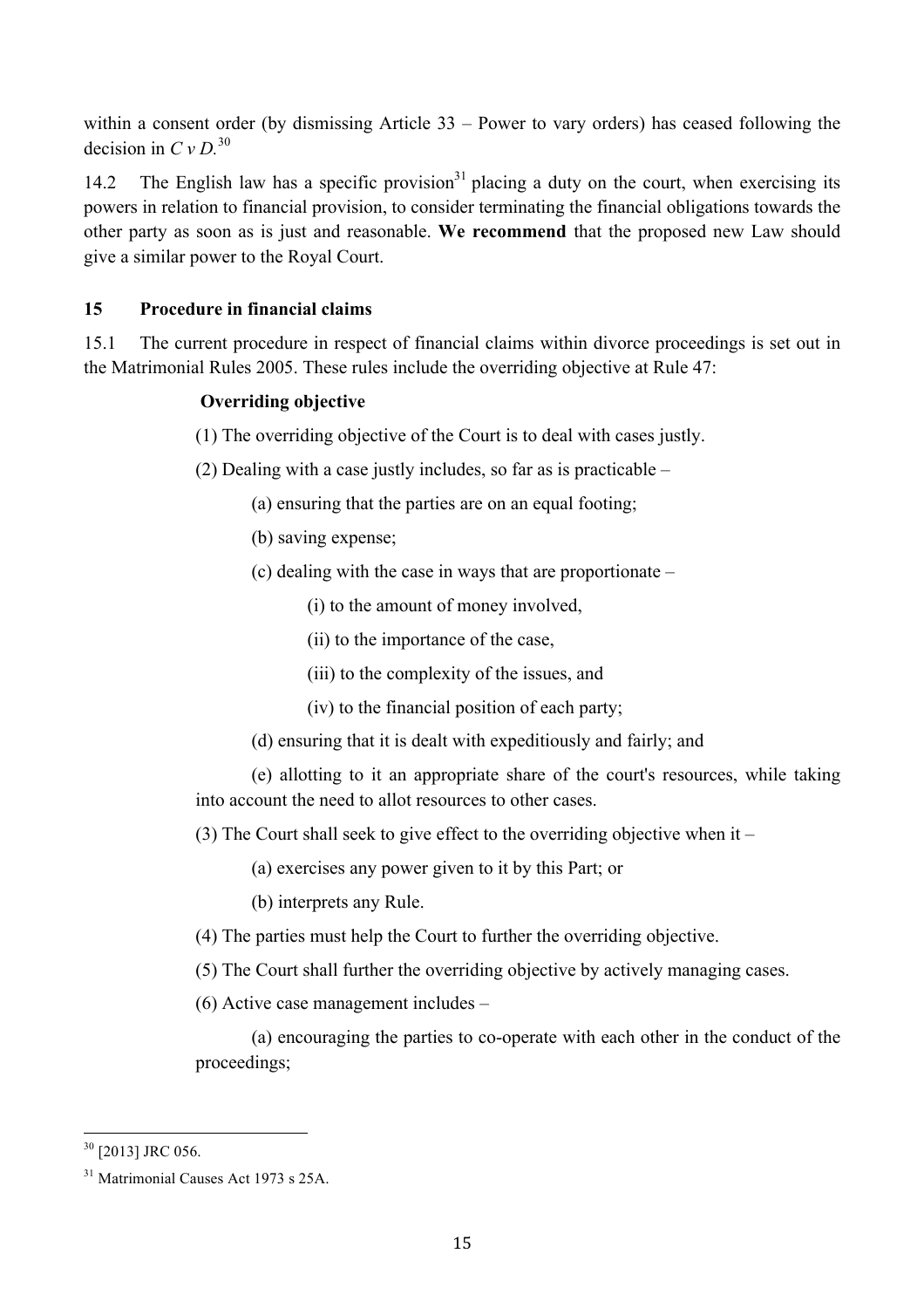within a consent order (by dismissing Article 33 – Power to vary orders) has ceased following the decision in *C v D.*[30]

14.2 The English law has a specific provision[31] placing a duty on the court, when exercising its powers in relation to financial provision, to consider terminating the financial obligations towards the other party as soon as is just and reasonable. **We recommend** that the proposed new Law should give a similar power to the Royal Court.

## 15 Procedure in financial claims

15.1 The current procedure in respect of financial claims within divorce proceedings is set out in the Matrimonial Rules 2005. These rules include the overriding objective at Rule 47:

> **Overriding objective**
>
> (1) The overriding objective of the Court is to deal with cases justly.
>
> (2) Dealing with a case justly includes, so far as is practicable –
>
> (a) ensuring that the parties are on an equal footing;
>
> (b) saving expense;
>
> (c) dealing with the case in ways that are proportionate –
>
> (i) to the amount of money involved,
>
> (ii) to the importance of the case,
>
> (iii) to the complexity of the issues, and
>
> (iv) to the financial position of each party;
>
> (d) ensuring that it is dealt with expeditiously and fairly; and
>
> (e) allotting to it an appropriate share of the court's resources, while taking into account the need to allot resources to other cases.
>
> (3) The Court shall seek to give effect to the overriding objective when it –
>
> (a) exercises any power given to it by this Part; or
>
> (b) interprets any Rule.
>
> (4) The parties must help the Court to further the overriding objective.
>
> (5) The Court shall further the overriding objective by actively managing cases.
>
> (6) Active case management includes –
>
> (a) encouraging the parties to co-operate with each other in the conduct of the proceedings;

---

[30] [2013] JRC 056.

[31] Matrimonial Causes Act 1973 s 25A.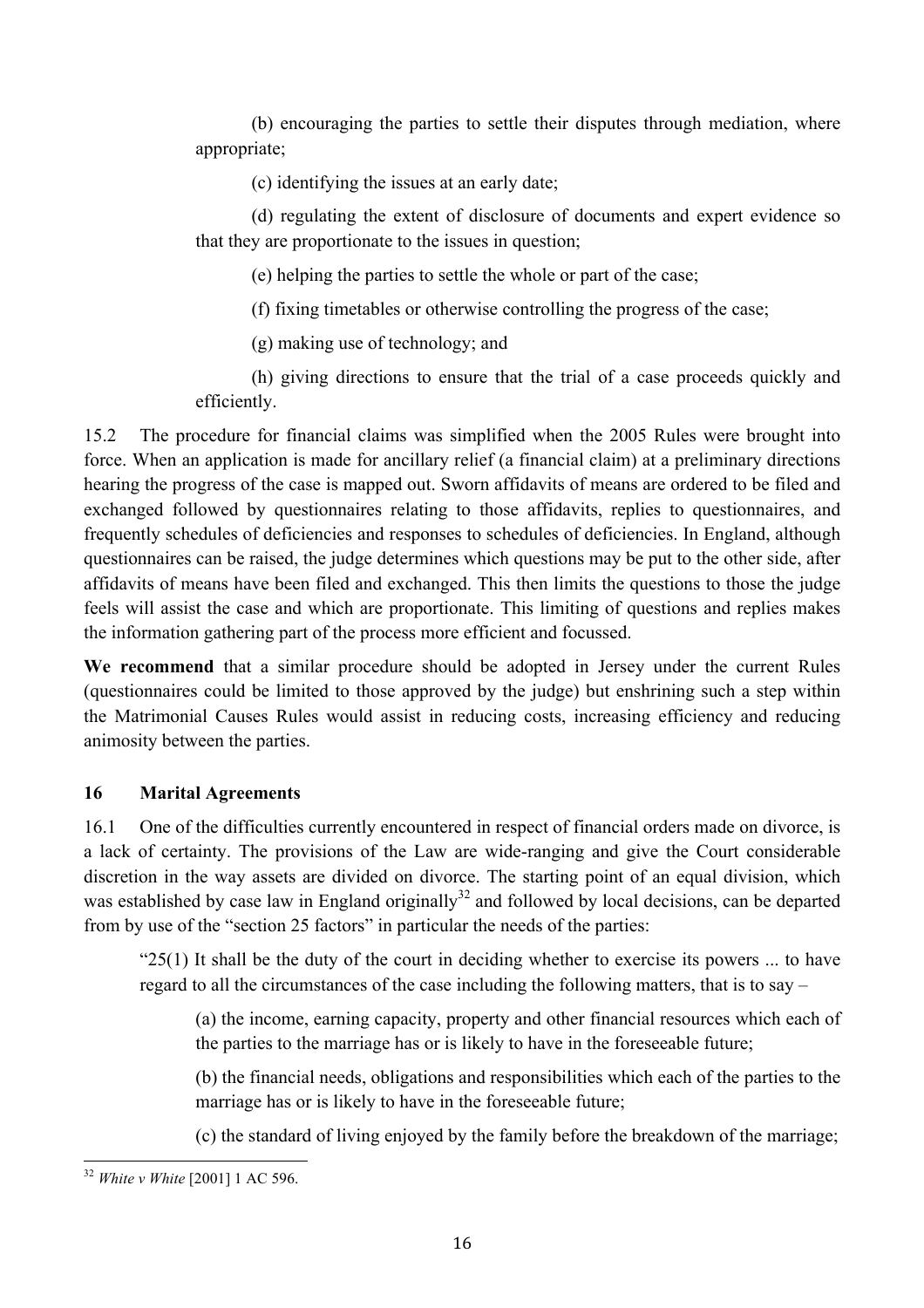(b) encouraging the parties to settle their disputes through mediation, where appropriate;

(c) identifying the issues at an early date;

(d) regulating the extent of disclosure of documents and expert evidence so that they are proportionate to the issues in question;

(e) helping the parties to settle the whole or part of the case;

(f) fixing timetables or otherwise controlling the progress of the case;

(g) making use of technology; and

(h) giving directions to ensure that the trial of a case proceeds quickly and efficiently.

15.2 The procedure for financial claims was simplified when the 2005 Rules were brought into force. When an application is made for ancillary relief (a financial claim) at a preliminary directions hearing the progress of the case is mapped out. Sworn affidavits of means are ordered to be filed and exchanged followed by questionnaires relating to those affidavits, replies to questionnaires, and frequently schedules of deficiencies and responses to schedules of deficiencies. In England, although questionnaires can be raised, the judge determines which questions may be put to the other side, after affidavits of means have been filed and exchanged. This then limits the questions to those the judge feels will assist the case and which are proportionate. This limiting of questions and replies makes the information gathering part of the process more efficient and focussed.

**We recommend** that a similar procedure should be adopted in Jersey under the current Rules (questionnaires could be limited to those approved by the judge) but enshrining such a step within the Matrimonial Causes Rules would assist in reducing costs, increasing efficiency and reducing animosity between the parties.

## 16 Marital Agreements

16.1 One of the difficulties currently encountered in respect of financial orders made on divorce, is a lack of certainty. The provisions of the Law are wide-ranging and give the Court considerable discretion in the way assets are divided on divorce. The starting point of an equal division, which was established by case law in England originally[32] and followed by local decisions, can be departed from by use of the "section 25 factors" in particular the needs of the parties:

> "25(1) It shall be the duty of the court in deciding whether to exercise its powers ... to have regard to all the circumstances of the case including the following matters, that is to say –
>
> (a) the income, earning capacity, property and other financial resources which each of the parties to the marriage has or is likely to have in the foreseeable future;
>
> (b) the financial needs, obligations and responsibilities which each of the parties to the marriage has or is likely to have in the foreseeable future;
>
> (c) the standard of living enjoyed by the family before the breakdown of the marriage;

[32] *White v White* [2001] 1 AC 596.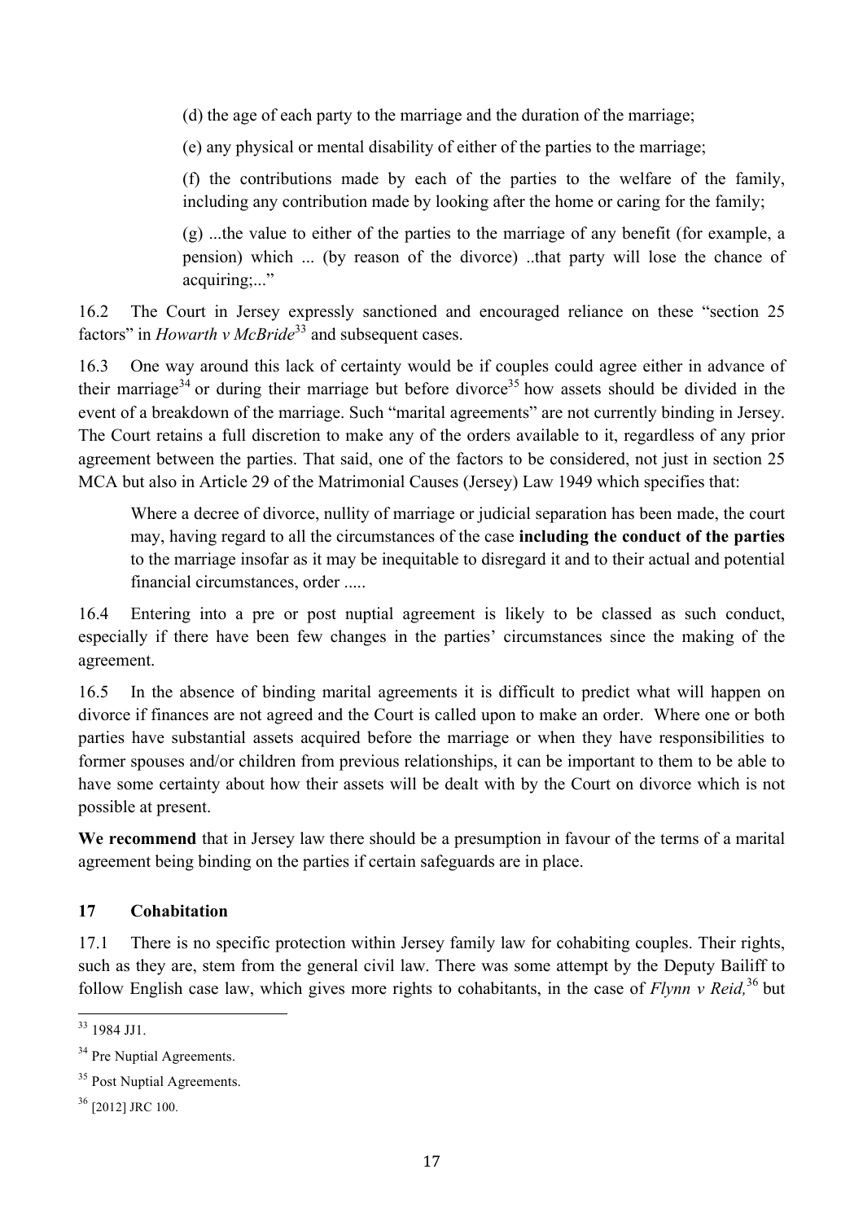> (d) the age of each party to the marriage and the duration of the marriage;
>
> (e) any physical or mental disability of either of the parties to the marriage;
>
> (f) the contributions made by each of the parties to the welfare of the family, including any contribution made by looking after the home or caring for the family;
>
> (g) ...the value to either of the parties to the marriage of any benefit (for example, a pension) which ... (by reason of the divorce) ..that party will lose the chance of acquiring;..."

16.2 The Court in Jersey expressly sanctioned and encouraged reliance on these "section 25 factors" in *Howarth v McBride*[33] and subsequent cases.

16.3 One way around this lack of certainty would be if couples could agree either in advance of their marriage[34] or during their marriage but before divorce[35] how assets should be divided in the event of a breakdown of the marriage. Such "marital agreements" are not currently binding in Jersey. The Court retains a full discretion to make any of the orders available to it, regardless of any prior agreement between the parties. That said, one of the factors to be considered, not just in section 25 MCA but also in Article 29 of the Matrimonial Causes (Jersey) Law 1949 which specifies that:

> Where a decree of divorce, nullity of marriage or judicial separation has been made, the court may, having regard to all the circumstances of the case **including the conduct of the parties** to the marriage insofar as it may be inequitable to disregard it and to their actual and potential financial circumstances, order .....

16.4 Entering into a pre or post nuptial agreement is likely to be classed as such conduct, especially if there have been few changes in the parties' circumstances since the making of the agreement.

16.5 In the absence of binding marital agreements it is difficult to predict what will happen on divorce if finances are not agreed and the Court is called upon to make an order. Where one or both parties have substantial assets acquired before the marriage or when they have responsibilities to former spouses and/or children from previous relationships, it can be important to them to be able to have some certainty about how their assets will be dealt with by the Court on divorce which is not possible at present.

**We recommend** that in Jersey law there should be a presumption in favour of the terms of a marital agreement being binding on the parties if certain safeguards are in place.

## 17 Cohabitation

17.1 There is no specific protection within Jersey family law for cohabiting couples. Their rights, such as they are, stem from the general civil law. There was some attempt by the Deputy Bailiff to follow English case law, which gives more rights to cohabitants, in the case of *Flynn v Reid,*[36] but

---

[33] 1984 JJ1.

[34] Pre Nuptial Agreements.

[35] Post Nuptial Agreements.

[36] [2012] JRC 100.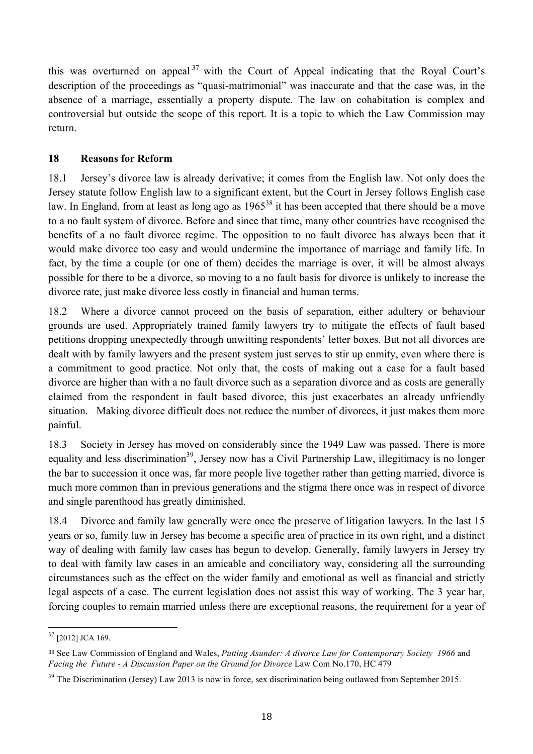this was overturned on appeal[37] with the Court of Appeal indicating that the Royal Court's description of the proceedings as "quasi-matrimonial" was inaccurate and that the case was, in the absence of a marriage, essentially a property dispute. The law on cohabitation is complex and controversial but outside the scope of this report. It is a topic to which the Law Commission may return.

## 18 Reasons for Reform

18.1 Jersey's divorce law is already derivative; it comes from the English law. Not only does the Jersey statute follow English law to a significant extent, but the Court in Jersey follows English case law. In England, from at least as long ago as 1965[38] it has been accepted that there should be a move to a no fault system of divorce. Before and since that time, many other countries have recognised the benefits of a no fault divorce regime. The opposition to no fault divorce has always been that it would make divorce too easy and would undermine the importance of marriage and family life. In fact, by the time a couple (or one of them) decides the marriage is over, it will be almost always possible for there to be a divorce, so moving to a no fault basis for divorce is unlikely to increase the divorce rate, just make divorce less costly in financial and human terms.

18.2 Where a divorce cannot proceed on the basis of separation, either adultery or behaviour grounds are used. Appropriately trained family lawyers try to mitigate the effects of fault based petitions dropping unexpectedly through unwitting respondents' letter boxes. But not all divorces are dealt with by family lawyers and the present system just serves to stir up enmity, even where there is a commitment to good practice. Not only that, the costs of making out a case for a fault based divorce are higher than with a no fault divorce such as a separation divorce and as costs are generally claimed from the respondent in fault based divorce, this just exacerbates an already unfriendly situation. Making divorce difficult does not reduce the number of divorces, it just makes them more painful.

18.3 Society in Jersey has moved on considerably since the 1949 Law was passed. There is more equality and less discrimination[39], Jersey now has a Civil Partnership Law, illegitimacy is no longer the bar to succession it once was, far more people live together rather than getting married, divorce is much more common than in previous generations and the stigma there once was in respect of divorce and single parenthood has greatly diminished.

18.4 Divorce and family law generally were once the preserve of litigation lawyers. In the last 15 years or so, family law in Jersey has become a specific area of practice in its own right, and a distinct way of dealing with family law cases has begun to develop. Generally, family lawyers in Jersey try to deal with family law cases in an amicable and conciliatory way, considering all the surrounding circumstances such as the effect on the wider family and emotional as well as financial and strictly legal aspects of a case. The current legislation does not assist this way of working. The 3 year bar, forcing couples to remain married unless there are exceptional reasons, the requirement for a year of

---

[37] [2012] JCA 169.

[38] See Law Commission of England and Wales, *Putting Asunder: A divorce Law for Contemporary Society 1966* and *Facing the Future - A Discussion Paper on the Ground for Divorce* Law Com No.170, HC 479

[39] The Discrimination (Jersey) Law 2013 is now in force, sex discrimination being outlawed from September 2015.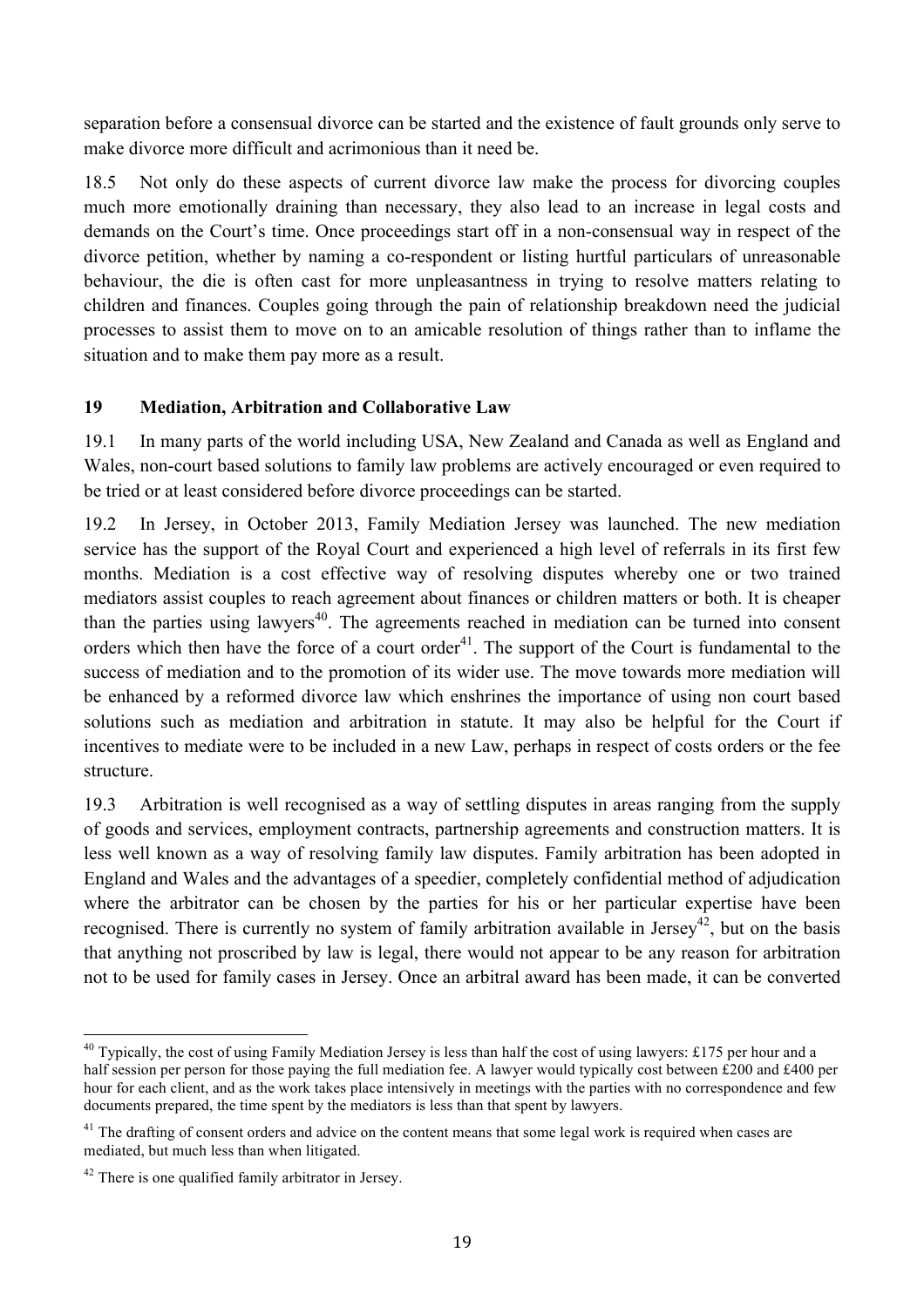separation before a consensual divorce can be started and the existence of fault grounds only serve to make divorce more difficult and acrimonious than it need be.

18.5 Not only do these aspects of current divorce law make the process for divorcing couples much more emotionally draining than necessary, they also lead to an increase in legal costs and demands on the Court's time. Once proceedings start off in a non-consensual way in respect of the divorce petition, whether by naming a co-respondent or listing hurtful particulars of unreasonable behaviour, the die is often cast for more unpleasantness in trying to resolve matters relating to children and finances. Couples going through the pain of relationship breakdown need the judicial processes to assist them to move on to an amicable resolution of things rather than to inflame the situation and to make them pay more as a result.

## 19 Mediation, Arbitration and Collaborative Law

19.1 In many parts of the world including USA, New Zealand and Canada as well as England and Wales, non-court based solutions to family law problems are actively encouraged or even required to be tried or at least considered before divorce proceedings can be started.

19.2 In Jersey, in October 2013, Family Mediation Jersey was launched. The new mediation service has the support of the Royal Court and experienced a high level of referrals in its first few months. Mediation is a cost effective way of resolving disputes whereby one or two trained mediators assist couples to reach agreement about finances or children matters or both. It is cheaper than the parties using lawyers[40]. The agreements reached in mediation can be turned into consent orders which then have the force of a court order[41]. The support of the Court is fundamental to the success of mediation and to the promotion of its wider use. The move towards more mediation will be enhanced by a reformed divorce law which enshrines the importance of using non court based solutions such as mediation and arbitration in statute. It may also be helpful for the Court if incentives to mediate were to be included in a new Law, perhaps in respect of costs orders or the fee structure.

19.3 Arbitration is well recognised as a way of settling disputes in areas ranging from the supply of goods and services, employment contracts, partnership agreements and construction matters. It is less well known as a way of resolving family law disputes. Family arbitration has been adopted in England and Wales and the advantages of a speedier, completely confidential method of adjudication where the arbitrator can be chosen by the parties for his or her particular expertise have been recognised. There is currently no system of family arbitration available in Jersey[42], but on the basis that anything not proscribed by law is legal, there would not appear to be any reason for arbitration not to be used for family cases in Jersey. Once an arbitral award has been made, it can be converted

---

[40] Typically, the cost of using Family Mediation Jersey is less than half the cost of using lawyers: £175 per hour and a half session per person for those paying the full mediation fee. A lawyer would typically cost between £200 and £400 per hour for each client, and as the work takes place intensively in meetings with the parties with no correspondence and few documents prepared, the time spent by the mediators is less than that spent by lawyers.

[41] The drafting of consent orders and advice on the content means that some legal work is required when cases are mediated, but much less than when litigated.

[42] There is one qualified family arbitrator in Jersey.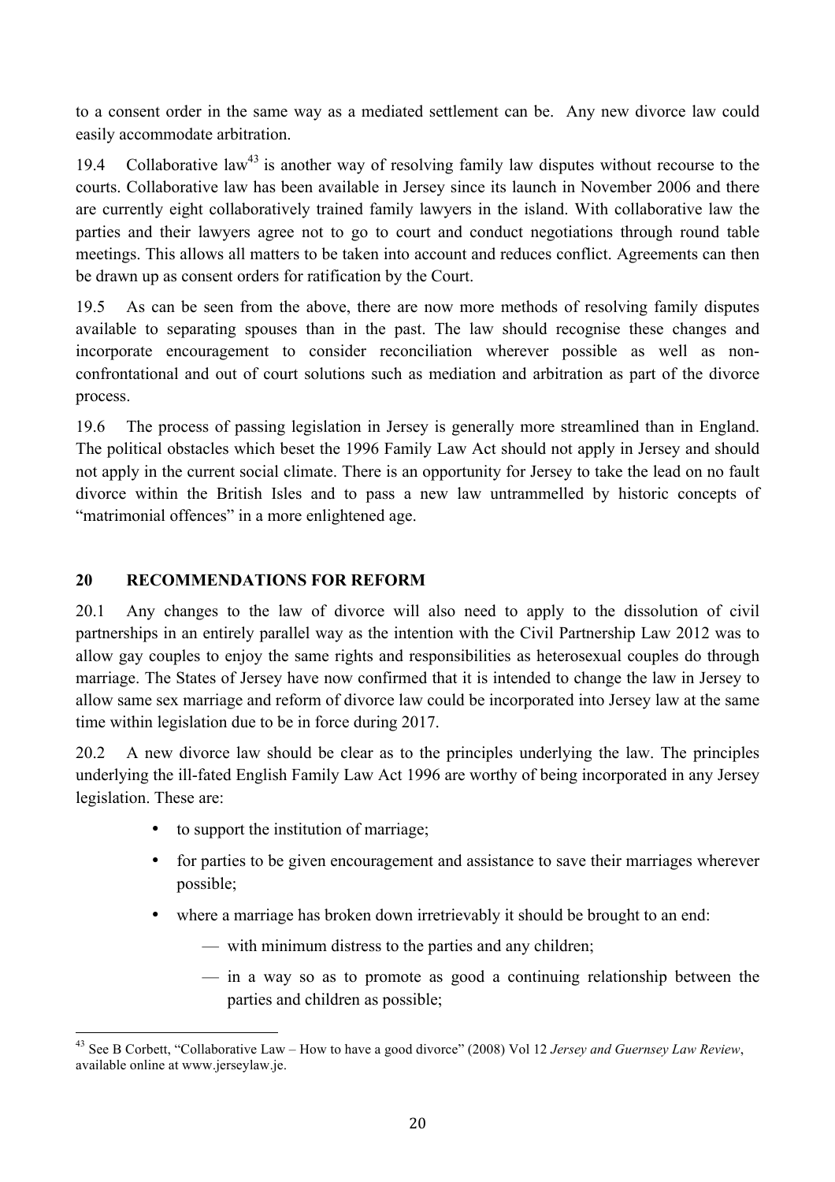to a consent order in the same way as a mediated settlement can be. Any new divorce law could easily accommodate arbitration.

19.4 Collaborative law[43] is another way of resolving family law disputes without recourse to the courts. Collaborative law has been available in Jersey since its launch in November 2006 and there are currently eight collaboratively trained family lawyers in the island. With collaborative law the parties and their lawyers agree not to go to court and conduct negotiations through round table meetings. This allows all matters to be taken into account and reduces conflict. Agreements can then be drawn up as consent orders for ratification by the Court.

19.5 As can be seen from the above, there are now more methods of resolving family disputes available to separating spouses than in the past. The law should recognise these changes and incorporate encouragement to consider reconciliation wherever possible as well as non-confrontational and out of court solutions such as mediation and arbitration as part of the divorce process.

19.6 The process of passing legislation in Jersey is generally more streamlined than in England. The political obstacles which beset the 1996 Family Law Act should not apply in Jersey and should not apply in the current social climate. There is an opportunity for Jersey to take the lead on no fault divorce within the British Isles and to pass a new law untrammelled by historic concepts of "matrimonial offences" in a more enlightened age.

## 20 RECOMMENDATIONS FOR REFORM

20.1 Any changes to the law of divorce will also need to apply to the dissolution of civil partnerships in an entirely parallel way as the intention with the Civil Partnership Law 2012 was to allow gay couples to enjoy the same rights and responsibilities as heterosexual couples do through marriage. The States of Jersey have now confirmed that it is intended to change the law in Jersey to allow same sex marriage and reform of divorce law could be incorporated into Jersey law at the same time within legislation due to be in force during 2017.

20.2 A new divorce law should be clear as to the principles underlying the law. The principles underlying the ill-fated English Family Law Act 1996 are worthy of being incorporated in any Jersey legislation. These are:

- to support the institution of marriage;
- for parties to be given encouragement and assistance to save their marriages wherever possible;
- where a marriage has broken down irretrievably it should be brought to an end:
  - with minimum distress to the parties and any children;
  - in a way so as to promote as good a continuing relationship between the parties and children as possible;

---

[43] See B Corbett, "Collaborative Law – How to have a good divorce" (2008) Vol 12 *Jersey and Guernsey Law Review*, available online at www.jerseylaw.je.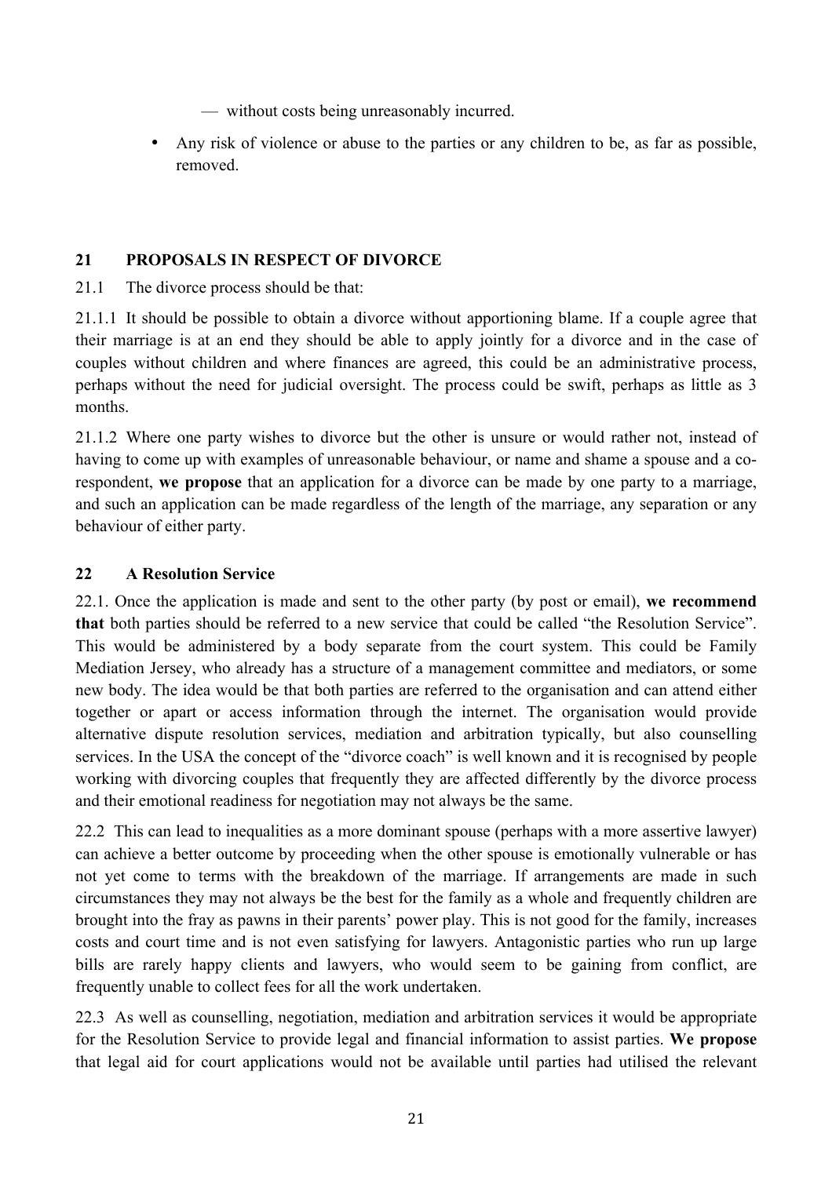— without costs being unreasonably incurred.

- Any risk of violence or abuse to the parties or any children to be, as far as possible, removed.

## 21 PROPOSALS IN RESPECT OF DIVORCE

21.1 The divorce process should be that:

21.1.1 It should be possible to obtain a divorce without apportioning blame. If a couple agree that their marriage is at an end they should be able to apply jointly for a divorce and in the case of couples without children and where finances are agreed, this could be an administrative process, perhaps without the need for judicial oversight. The process could be swift, perhaps as little as 3 months.

21.1.2 Where one party wishes to divorce but the other is unsure or would rather not, instead of having to come up with examples of unreasonable behaviour, or name and shame a spouse and a co-respondent, **we propose** that an application for a divorce can be made by one party to a marriage, and such an application can be made regardless of the length of the marriage, any separation or any behaviour of either party.

## 22 A Resolution Service

22.1. Once the application is made and sent to the other party (by post or email), **we recommend that** both parties should be referred to a new service that could be called "the Resolution Service". This would be administered by a body separate from the court system. This could be Family Mediation Jersey, who already has a structure of a management committee and mediators, or some new body. The idea would be that both parties are referred to the organisation and can attend either together or apart or access information through the internet. The organisation would provide alternative dispute resolution services, mediation and arbitration typically, but also counselling services. In the USA the concept of the "divorce coach" is well known and it is recognised by people working with divorcing couples that frequently they are affected differently by the divorce process and their emotional readiness for negotiation may not always be the same.

22.2 This can lead to inequalities as a more dominant spouse (perhaps with a more assertive lawyer) can achieve a better outcome by proceeding when the other spouse is emotionally vulnerable or has not yet come to terms with the breakdown of the marriage. If arrangements are made in such circumstances they may not always be the best for the family as a whole and frequently children are brought into the fray as pawns in their parents' power play. This is not good for the family, increases costs and court time and is not even satisfying for lawyers. Antagonistic parties who run up large bills are rarely happy clients and lawyers, who would seem to be gaining from conflict, are frequently unable to collect fees for all the work undertaken.

22.3 As well as counselling, negotiation, mediation and arbitration services it would be appropriate for the Resolution Service to provide legal and financial information to assist parties. **We propose** that legal aid for court applications would not be available until parties had utilised the relevant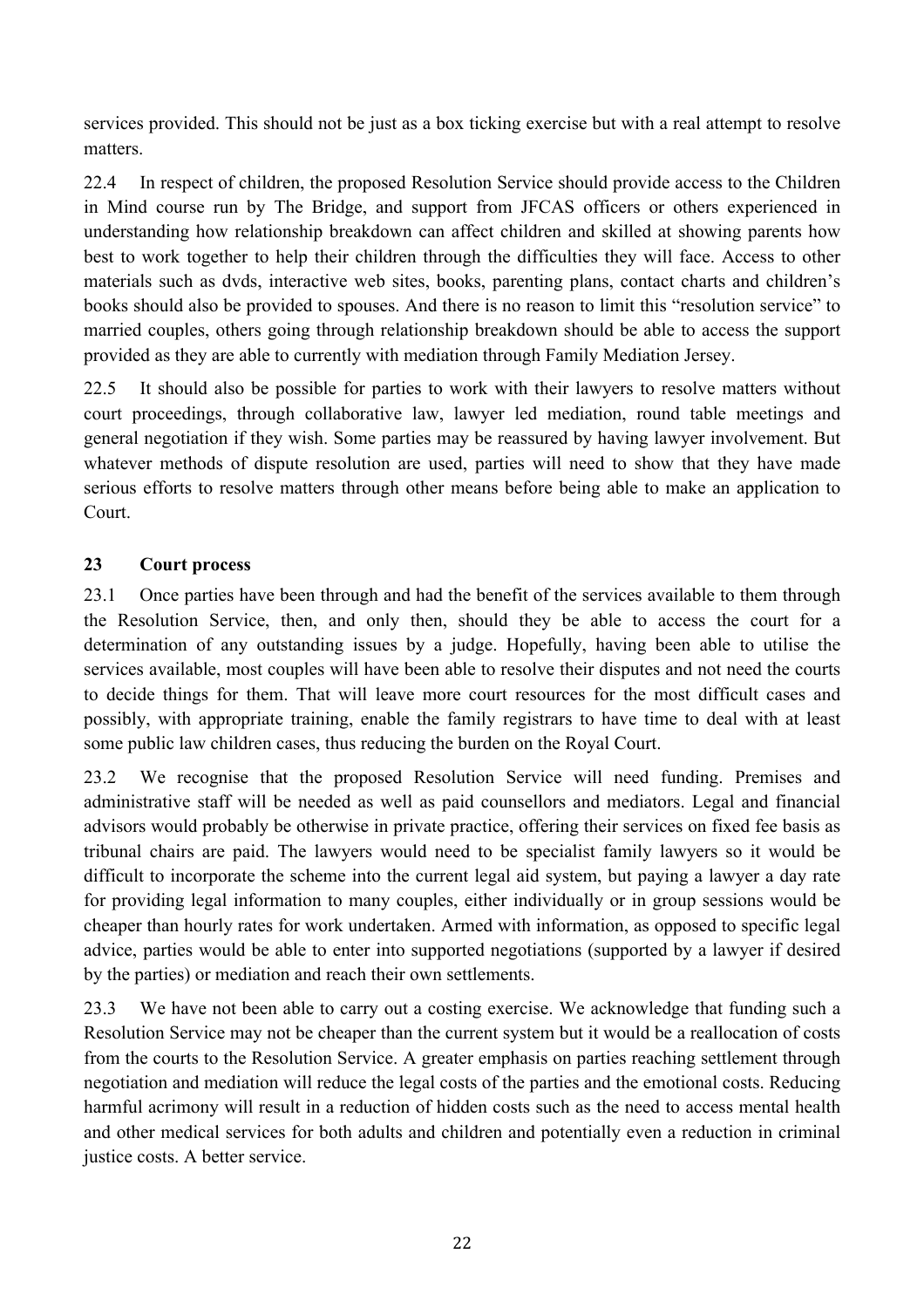services provided. This should not be just as a box ticking exercise but with a real attempt to resolve matters.

22.4 In respect of children, the proposed Resolution Service should provide access to the Children in Mind course run by The Bridge, and support from JFCAS officers or others experienced in understanding how relationship breakdown can affect children and skilled at showing parents how best to work together to help their children through the difficulties they will face. Access to other materials such as dvds, interactive web sites, books, parenting plans, contact charts and children's books should also be provided to spouses. And there is no reason to limit this "resolution service" to married couples, others going through relationship breakdown should be able to access the support provided as they are able to currently with mediation through Family Mediation Jersey.

22.5 It should also be possible for parties to work with their lawyers to resolve matters without court proceedings, through collaborative law, lawyer led mediation, round table meetings and general negotiation if they wish. Some parties may be reassured by having lawyer involvement. But whatever methods of dispute resolution are used, parties will need to show that they have made serious efforts to resolve matters through other means before being able to make an application to Court.

## 23 Court process

23.1 Once parties have been through and had the benefit of the services available to them through the Resolution Service, then, and only then, should they be able to access the court for a determination of any outstanding issues by a judge. Hopefully, having been able to utilise the services available, most couples will have been able to resolve their disputes and not need the courts to decide things for them. That will leave more court resources for the most difficult cases and possibly, with appropriate training, enable the family registrars to have time to deal with at least some public law children cases, thus reducing the burden on the Royal Court.

23.2 We recognise that the proposed Resolution Service will need funding. Premises and administrative staff will be needed as well as paid counsellors and mediators. Legal and financial advisors would probably be otherwise in private practice, offering their services on fixed fee basis as tribunal chairs are paid. The lawyers would need to be specialist family lawyers so it would be difficult to incorporate the scheme into the current legal aid system, but paying a lawyer a day rate for providing legal information to many couples, either individually or in group sessions would be cheaper than hourly rates for work undertaken. Armed with information, as opposed to specific legal advice, parties would be able to enter into supported negotiations (supported by a lawyer if desired by the parties) or mediation and reach their own settlements.

23.3 We have not been able to carry out a costing exercise. We acknowledge that funding such a Resolution Service may not be cheaper than the current system but it would be a reallocation of costs from the courts to the Resolution Service. A greater emphasis on parties reaching settlement through negotiation and mediation will reduce the legal costs of the parties and the emotional costs. Reducing harmful acrimony will result in a reduction of hidden costs such as the need to access mental health and other medical services for both adults and children and potentially even a reduction in criminal justice costs. A better service.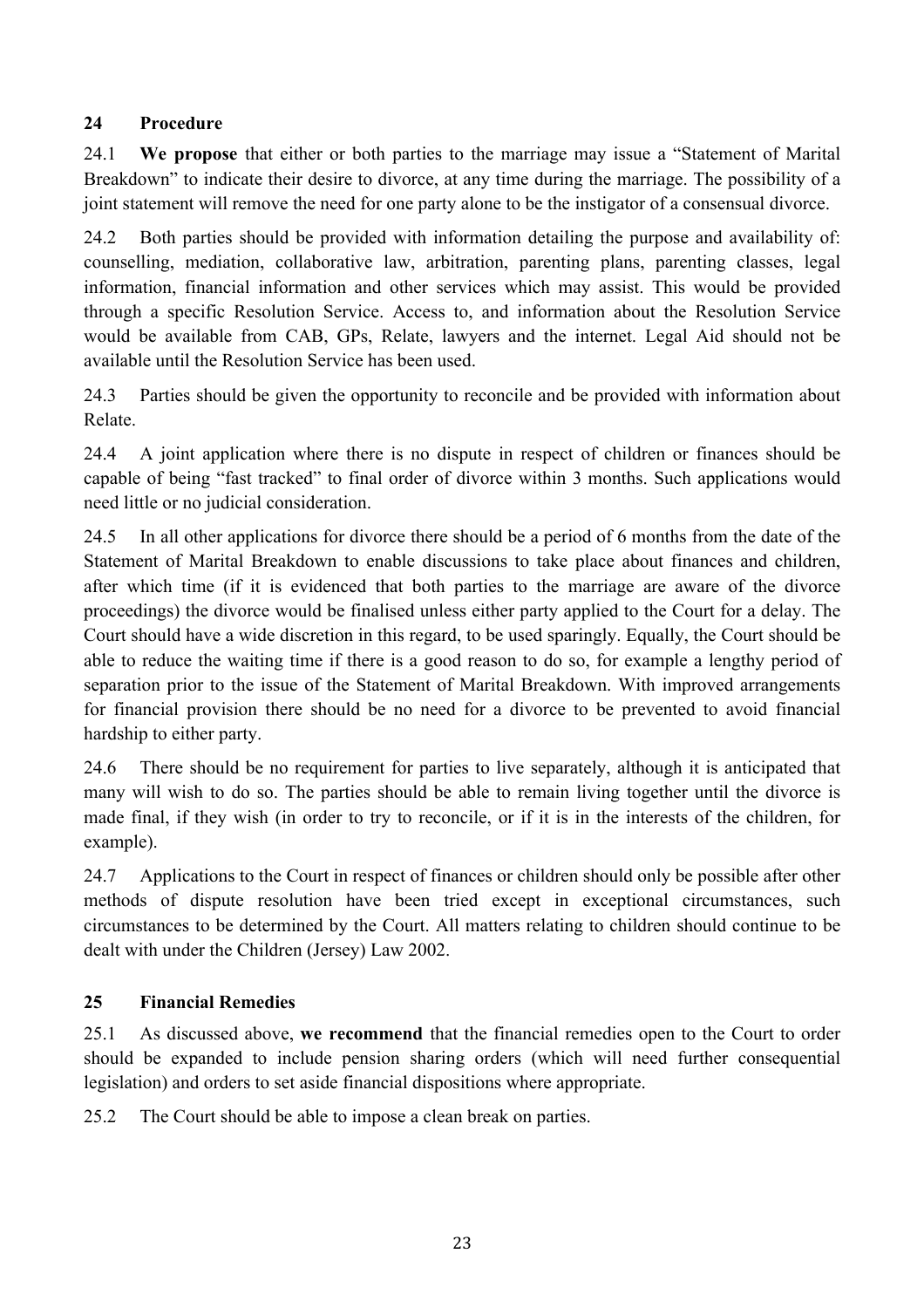## 24 Procedure

24.1 **We propose** that either or both parties to the marriage may issue a "Statement of Marital Breakdown" to indicate their desire to divorce, at any time during the marriage. The possibility of a joint statement will remove the need for one party alone to be the instigator of a consensual divorce.

24.2 Both parties should be provided with information detailing the purpose and availability of: counselling, mediation, collaborative law, arbitration, parenting plans, parenting classes, legal information, financial information and other services which may assist. This would be provided through a specific Resolution Service. Access to, and information about the Resolution Service would be available from CAB, GPs, Relate, lawyers and the internet. Legal Aid should not be available until the Resolution Service has been used.

24.3 Parties should be given the opportunity to reconcile and be provided with information about Relate.

24.4 A joint application where there is no dispute in respect of children or finances should be capable of being "fast tracked" to final order of divorce within 3 months. Such applications would need little or no judicial consideration.

24.5 In all other applications for divorce there should be a period of 6 months from the date of the Statement of Marital Breakdown to enable discussions to take place about finances and children, after which time (if it is evidenced that both parties to the marriage are aware of the divorce proceedings) the divorce would be finalised unless either party applied to the Court for a delay. The Court should have a wide discretion in this regard, to be used sparingly. Equally, the Court should be able to reduce the waiting time if there is a good reason to do so, for example a lengthy period of separation prior to the issue of the Statement of Marital Breakdown. With improved arrangements for financial provision there should be no need for a divorce to be prevented to avoid financial hardship to either party.

24.6 There should be no requirement for parties to live separately, although it is anticipated that many will wish to do so. The parties should be able to remain living together until the divorce is made final, if they wish (in order to try to reconcile, or if it is in the interests of the children, for example).

24.7 Applications to the Court in respect of finances or children should only be possible after other methods of dispute resolution have been tried except in exceptional circumstances, such circumstances to be determined by the Court. All matters relating to children should continue to be dealt with under the Children (Jersey) Law 2002.

## 25 Financial Remedies

25.1 As discussed above, **we recommend** that the financial remedies open to the Court to order should be expanded to include pension sharing orders (which will need further consequential legislation) and orders to set aside financial dispositions where appropriate.

25.2 The Court should be able to impose a clean break on parties.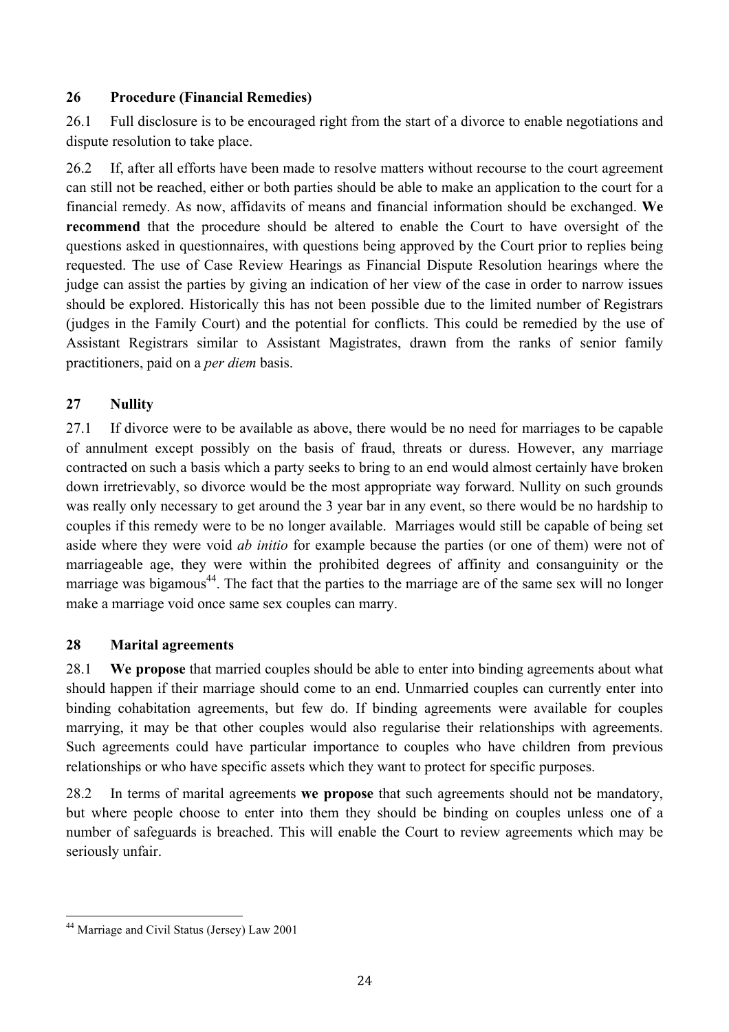## 26 Procedure (Financial Remedies)

26.1 Full disclosure is to be encouraged right from the start of a divorce to enable negotiations and dispute resolution to take place.

26.2 If, after all efforts have been made to resolve matters without recourse to the court agreement can still not be reached, either or both parties should be able to make an application to the court for a financial remedy. As now, affidavits of means and financial information should be exchanged. **We recommend** that the procedure should be altered to enable the Court to have oversight of the questions asked in questionnaires, with questions being approved by the Court prior to replies being requested. The use of Case Review Hearings as Financial Dispute Resolution hearings where the judge can assist the parties by giving an indication of her view of the case in order to narrow issues should be explored. Historically this has not been possible due to the limited number of Registrars (judges in the Family Court) and the potential for conflicts. This could be remedied by the use of Assistant Registrars similar to Assistant Magistrates, drawn from the ranks of senior family practitioners, paid on a *per diem* basis.

## 27 Nullity

27.1 If divorce were to be available as above, there would be no need for marriages to be capable of annulment except possibly on the basis of fraud, threats or duress. However, any marriage contracted on such a basis which a party seeks to bring to an end would almost certainly have broken down irretrievably, so divorce would be the most appropriate way forward. Nullity on such grounds was really only necessary to get around the 3 year bar in any event, so there would be no hardship to couples if this remedy were to be no longer available. Marriages would still be capable of being set aside where they were void *ab initio* for example because the parties (or one of them) were not of marriageable age, they were within the prohibited degrees of affinity and consanguinity or the marriage was bigamous[44]. The fact that the parties to the marriage are of the same sex will no longer make a marriage void once same sex couples can marry.

## 28 Marital agreements

28.1 **We propose** that married couples should be able to enter into binding agreements about what should happen if their marriage should come to an end. Unmarried couples can currently enter into binding cohabitation agreements, but few do. If binding agreements were available for couples marrying, it may be that other couples would also regularise their relationships with agreements. Such agreements could have particular importance to couples who have children from previous relationships or who have specific assets which they want to protect for specific purposes.

28.2 In terms of marital agreements **we propose** that such agreements should not be mandatory, but where people choose to enter into them they should be binding on couples unless one of a number of safeguards is breached. This will enable the Court to review agreements which may be seriously unfair.

[44] Marriage and Civil Status (Jersey) Law 2001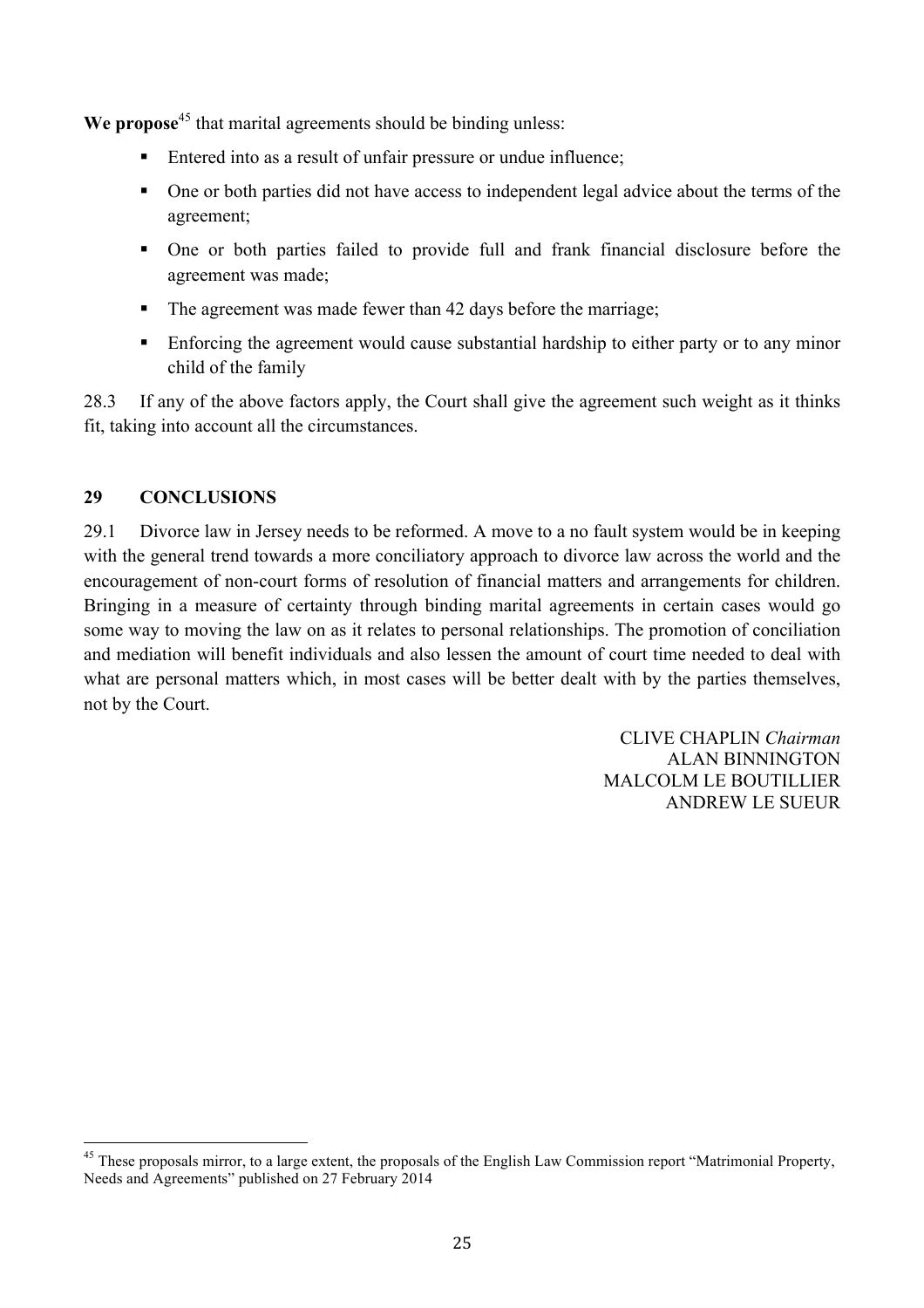**We propose**[45] that marital agreements should be binding unless:

- Entered into as a result of unfair pressure or undue influence;
- One or both parties did not have access to independent legal advice about the terms of the agreement;
- One or both parties failed to provide full and frank financial disclosure before the agreement was made;
- The agreement was made fewer than 42 days before the marriage;
- Enforcing the agreement would cause substantial hardship to either party or to any minor child of the family

28.3 If any of the above factors apply, the Court shall give the agreement such weight as it thinks fit, taking into account all the circumstances.

## 29 CONCLUSIONS

29.1 Divorce law in Jersey needs to be reformed. A move to a no fault system would be in keeping with the general trend towards a more conciliatory approach to divorce law across the world and the encouragement of non-court forms of resolution of financial matters and arrangements for children. Bringing in a measure of certainty through binding marital agreements in certain cases would go some way to moving the law on as it relates to personal relationships. The promotion of conciliation and mediation will benefit individuals and also lessen the amount of court time needed to deal with what are personal matters which, in most cases will be better dealt with by the parties themselves, not by the Court.

CLIVE CHAPLIN *Chairman*
ALAN BINNINGTON
MALCOLM LE BOUTILLIER
ANDREW LE SUEUR

---

[45] These proposals mirror, to a large extent, the proposals of the English Law Commission report "Matrimonial Property, Needs and Agreements" published on 27 February 2014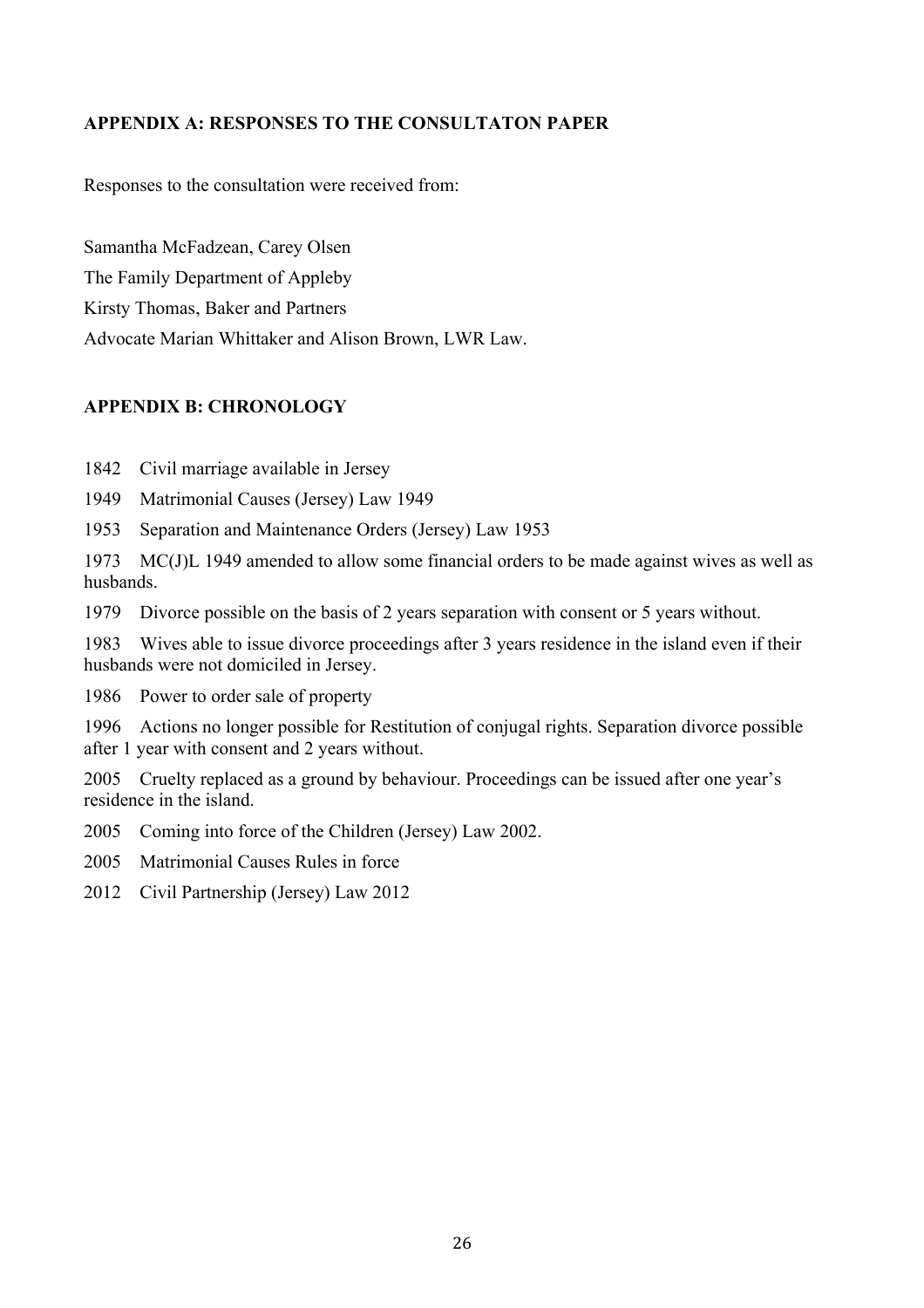## APPENDIX A: RESPONSES TO THE CONSULTATON PAPER

Responses to the consultation were received from:

Samantha McFadzean, Carey Olsen

The Family Department of Appleby

Kirsty Thomas, Baker and Partners

Advocate Marian Whittaker and Alison Brown, LWR Law.

## APPENDIX B: CHRONOLOGY

1842 Civil marriage available in Jersey

1949 Matrimonial Causes (Jersey) Law 1949

1953 Separation and Maintenance Orders (Jersey) Law 1953

1973 MC(J)L 1949 amended to allow some financial orders to be made against wives as well as husbands.

1979 Divorce possible on the basis of 2 years separation with consent or 5 years without.

1983 Wives able to issue divorce proceedings after 3 years residence in the island even if their husbands were not domiciled in Jersey.

1986 Power to order sale of property

1996 Actions no longer possible for Restitution of conjugal rights. Separation divorce possible after 1 year with consent and 2 years without.

2005 Cruelty replaced as a ground by behaviour. Proceedings can be issued after one year's residence in the island.

2005 Coming into force of the Children (Jersey) Law 2002.

2005 Matrimonial Causes Rules in force

2012 Civil Partnership (Jersey) Law 2012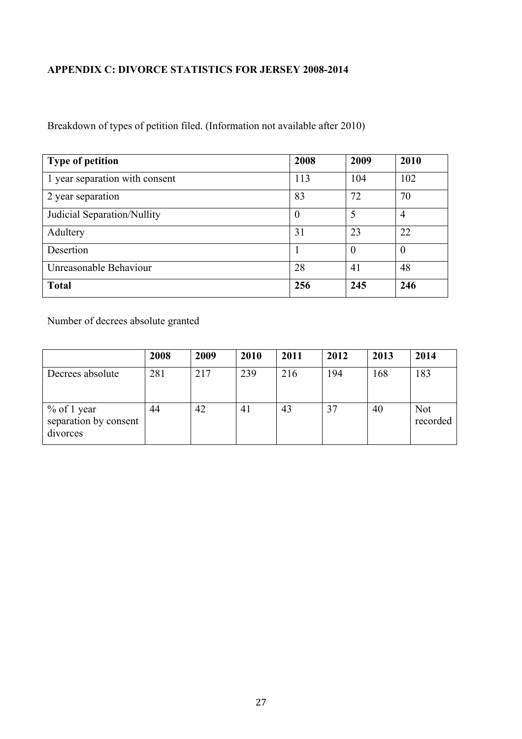**APPENDIX C: DIVORCE STATISTICS FOR JERSEY 2008-2014**

Breakdown of types of petition filed. (Information not available after 2010)

| Type of petition | 2008 | 2009 | 2010 |
|---|---|---|---|
| 1 year separation with consent | 113 | 104 | 102 |
| 2 year separation | 83 | 72 | 70 |
| Judicial Separation/Nullity | 0 | 5 | 4 |
| Adultery | 31 | 23 | 22 |
| Desertion | 1 | 0 | 0 |
| Unreasonable Behaviour | 28 | 41 | 48 |
| **Total** | **256** | **245** | **246** |

Number of decrees absolute granted

| | 2008 | 2009 | 2010 | 2011 | 2012 | 2013 | 2014 |
|---|---|---|---|---|---|---|---|
| Decrees absolute | 281 | 217 | 239 | 216 | 194 | 168 | 183 |
| % of 1 year separation by consent divorces | 44 | 42 | 41 | 43 | 37 | 40 | Not recorded |